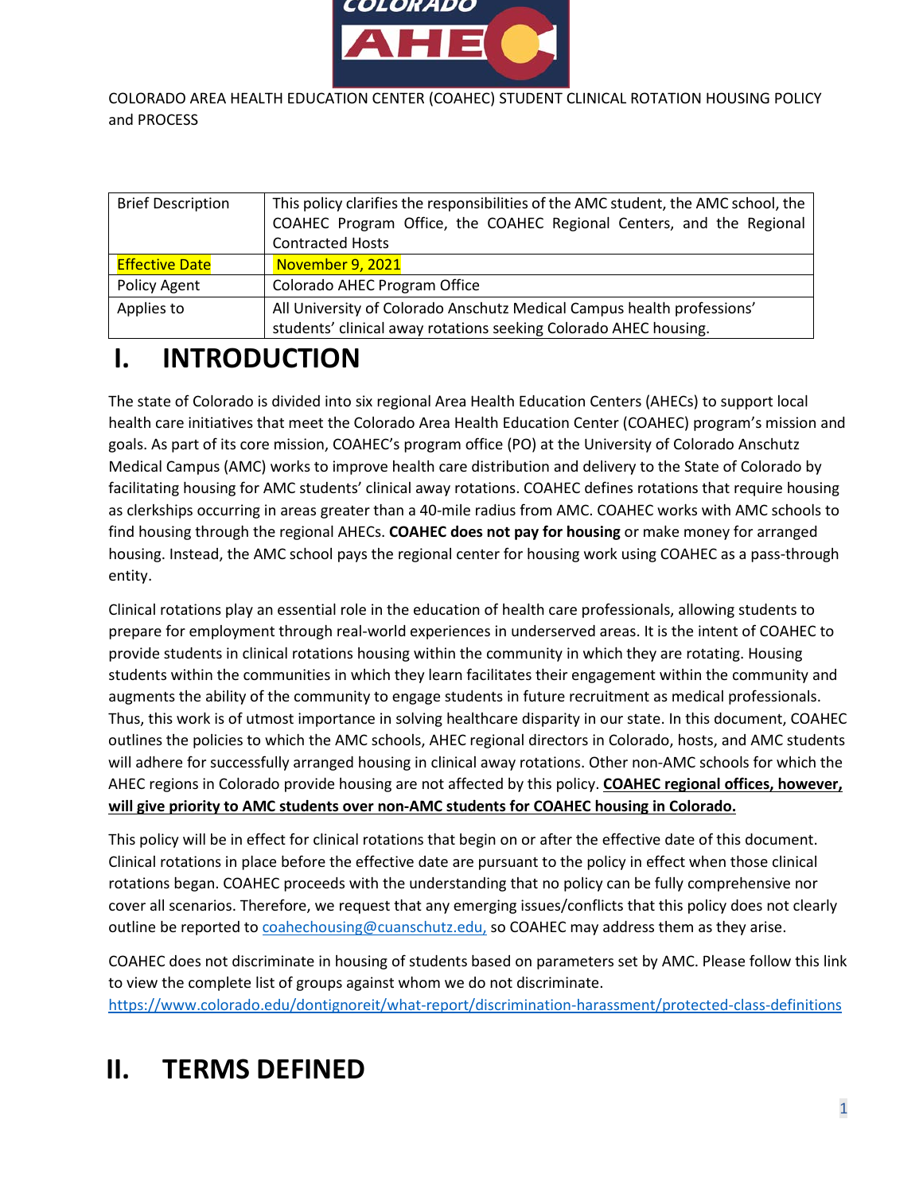COLORADO AREA HEALTH EDUCATION CENTER (COAHEC) STUDENT CLINICAL ROTATION HOUSING POLICY and PROCESS

| Brief Description | This policy clarifies the responsibilities of the AMC student, the AMC school, the COAHEC Program Office, the COAHEC Regional Centers, and the Regional Contracted Hosts |
| --- | --- |
| Effective Date | November 9, 2021 |
| Policy Agent | Colorado AHEC Program Office |
| Applies to | All University of Colorado Anschutz Medical Campus health professions' students' clinical away rotations seeking Colorado AHEC housing. |

# I. INTRODUCTION

The state of Colorado is divided into six regional Area Health Education Centers (AHECs) to support local health care initiatives that meet the Colorado Area Health Education Center (COAHEC) program's mission and goals. As part of its core mission, COAHEC's program office (PO) at the University of Colorado Anschutz Medical Campus (AMC) works to improve health care distribution and delivery to the State of Colorado by facilitating housing for AMC students' clinical away rotations. COAHEC defines rotations that require housing as clerkships occurring in areas greater than a 40-mile radius from AMC. COAHEC works with AMC schools to find housing through the regional AHECs. **COAHEC does not pay for housing** or make money for arranged housing. Instead, the AMC school pays the regional center for housing work using COAHEC as a pass-through entity.

Clinical rotations play an essential role in the education of health care professionals, allowing students to prepare for employment through real-world experiences in underserved areas. It is the intent of COAHEC to provide students in clinical rotations housing within the community in which they are rotating. Housing students within the communities in which they learn facilitates their engagement within the community and augments the ability of the community to engage students in future recruitment as medical professionals. Thus, this work is of utmost importance in solving healthcare disparity in our state. In this document, COAHEC outlines the policies to which the AMC schools, AHEC regional directors in Colorado, hosts, and AMC students will adhere for successfully arranged housing in clinical away rotations. Other non-AMC schools for which the AHEC regions in Colorado provide housing are not affected by this policy. **COAHEC regional offices, however, will give priority to AMC students over non-AMC students for COAHEC housing in Colorado.**

This policy will be in effect for clinical rotations that begin on or after the effective date of this document. Clinical rotations in place before the effective date are pursuant to the policy in effect when those clinical rotations began. COAHEC proceeds with the understanding that no policy can be fully comprehensive nor cover all scenarios. Therefore, we request that any emerging issues/conflicts that this policy does not clearly outline be reported to coahechousing@cuanschutz.edu, so COAHEC may address them as they arise.

COAHEC does not discriminate in housing of students based on parameters set by AMC. Please follow this link to view the complete list of groups against whom we do not discriminate.
https://www.colorado.edu/dontignoreit/what-report/discrimination-harassment/protected-class-definitions

# II. TERMS DEFINED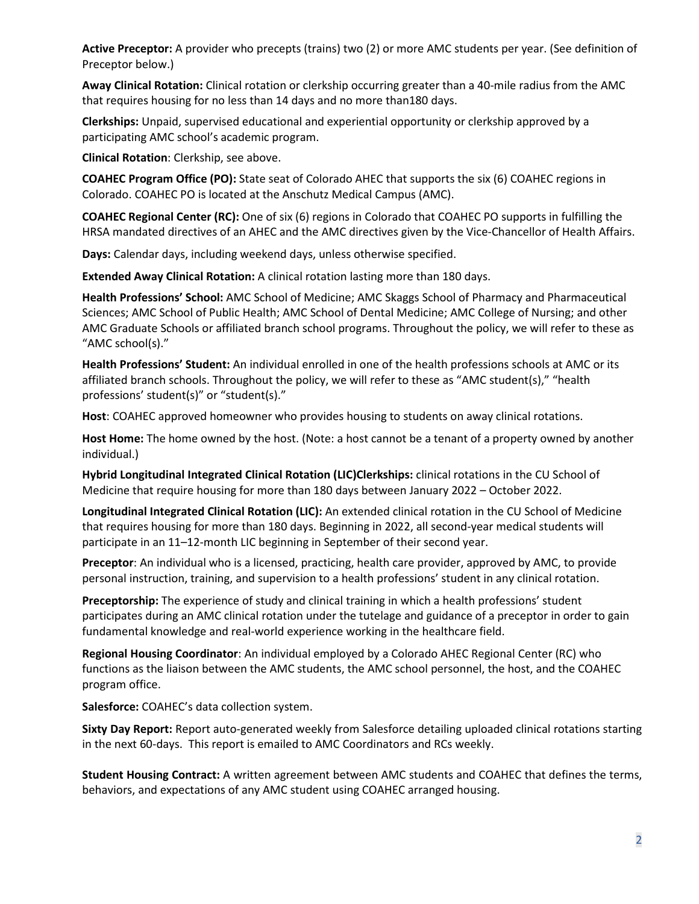**Active Preceptor:** A provider who precepts (trains) two (2) or more AMC students per year. (See definition of Preceptor below.)

**Away Clinical Rotation:** Clinical rotation or clerkship occurring greater than a 40-mile radius from the AMC that requires housing for no less than 14 days and no more than180 days.

**Clerkships:** Unpaid, supervised educational and experiential opportunity or clerkship approved by a participating AMC school's academic program.

**Clinical Rotation**: Clerkship, see above.

**COAHEC Program Office (PO):** State seat of Colorado AHEC that supports the six (6) COAHEC regions in Colorado. COAHEC PO is located at the Anschutz Medical Campus (AMC).

**COAHEC Regional Center (RC):** One of six (6) regions in Colorado that COAHEC PO supports in fulfilling the HRSA mandated directives of an AHEC and the AMC directives given by the Vice-Chancellor of Health Affairs.

**Days:** Calendar days, including weekend days, unless otherwise specified.

**Extended Away Clinical Rotation:** A clinical rotation lasting more than 180 days.

**Health Professions' School:** AMC School of Medicine; AMC Skaggs School of Pharmacy and Pharmaceutical Sciences; AMC School of Public Health; AMC School of Dental Medicine; AMC College of Nursing; and other AMC Graduate Schools or affiliated branch school programs. Throughout the policy, we will refer to these as "AMC school(s)."

**Health Professions' Student:** An individual enrolled in one of the health professions schools at AMC or its affiliated branch schools. Throughout the policy, we will refer to these as "AMC student(s)," "health professions' student(s)" or "student(s)."

**Host**: COAHEC approved homeowner who provides housing to students on away clinical rotations.

**Host Home:** The home owned by the host. (Note: a host cannot be a tenant of a property owned by another individual.)

**Hybrid Longitudinal Integrated Clinical Rotation (LIC)Clerkships:** clinical rotations in the CU School of Medicine that require housing for more than 180 days between January 2022 – October 2022.

**Longitudinal Integrated Clinical Rotation (LIC):** An extended clinical rotation in the CU School of Medicine that requires housing for more than 180 days. Beginning in 2022, all second-year medical students will participate in an 11–12-month LIC beginning in September of their second year.

**Preceptor**: An individual who is a licensed, practicing, health care provider, approved by AMC, to provide personal instruction, training, and supervision to a health professions' student in any clinical rotation.

**Preceptorship:** The experience of study and clinical training in which a health professions' student participates during an AMC clinical rotation under the tutelage and guidance of a preceptor in order to gain fundamental knowledge and real-world experience working in the healthcare field.

**Regional Housing Coordinator**: An individual employed by a Colorado AHEC Regional Center (RC) who functions as the liaison between the AMC students, the AMC school personnel, the host, and the COAHEC program office.

**Salesforce:** COAHEC's data collection system.

**Sixty Day Report:** Report auto-generated weekly from Salesforce detailing uploaded clinical rotations starting in the next 60-days. This report is emailed to AMC Coordinators and RCs weekly.

**Student Housing Contract:** A written agreement between AMC students and COAHEC that defines the terms, behaviors, and expectations of any AMC student using COAHEC arranged housing.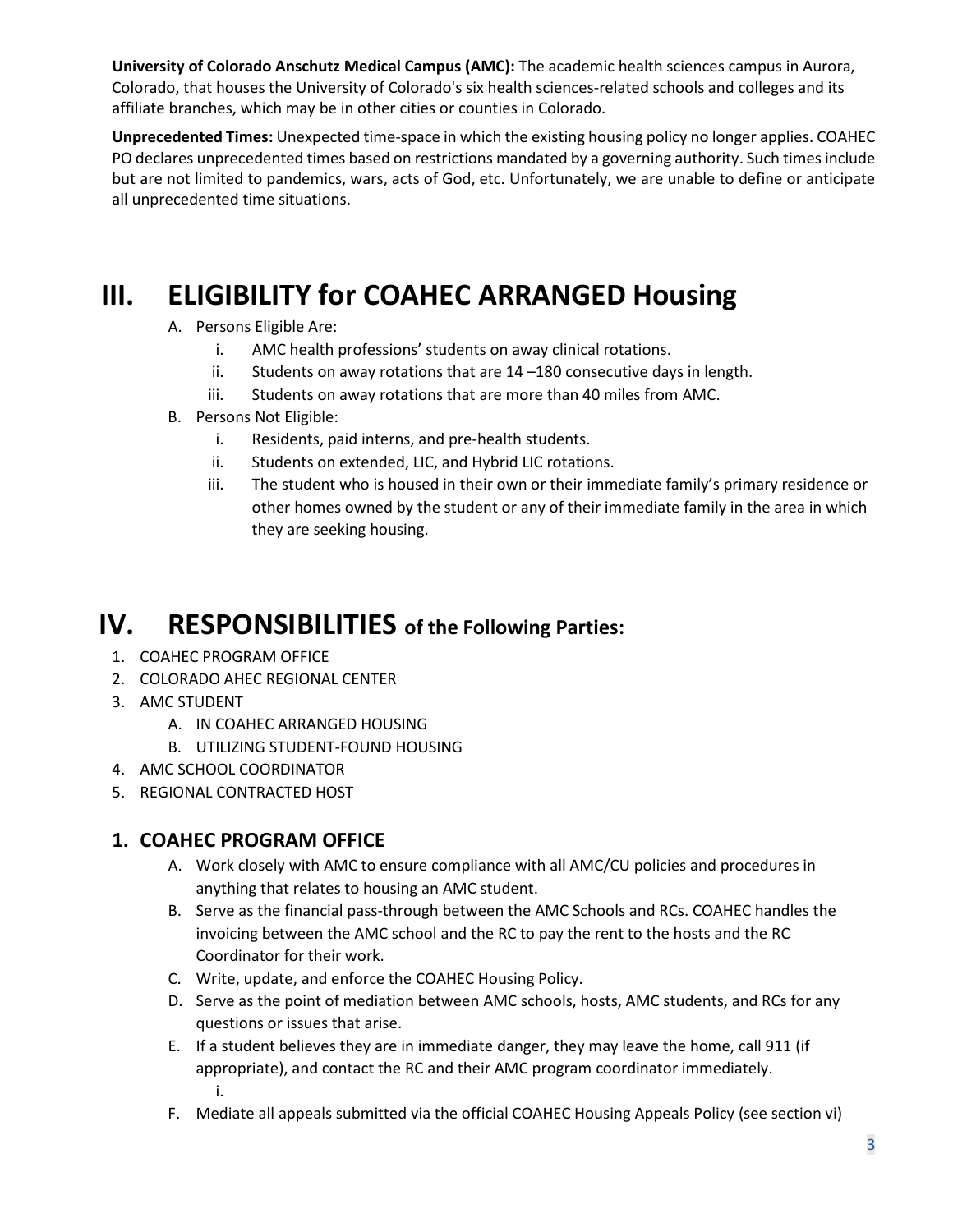**University of Colorado Anschutz Medical Campus (AMC):** The academic health sciences campus in Aurora, Colorado, that houses the University of Colorado's six health sciences-related schools and colleges and its affiliate branches, which may be in other cities or counties in Colorado.

**Unprecedented Times:** Unexpected time-space in which the existing housing policy no longer applies. COAHEC PO declares unprecedented times based on restrictions mandated by a governing authority. Such times include but are not limited to pandemics, wars, acts of God, etc. Unfortunately, we are unable to define or anticipate all unprecedented time situations.

# III. ELIGIBILITY for COAHEC ARRANGED Housing

A. Persons Eligible Are:
   i. AMC health professions' students on away clinical rotations.
   ii. Students on away rotations that are 14 –180 consecutive days in length.
   iii. Students on away rotations that are more than 40 miles from AMC.

B. Persons Not Eligible:
   i. Residents, paid interns, and pre-health students.
   ii. Students on extended, LIC, and Hybrid LIC rotations.
   iii. The student who is housed in their own or their immediate family's primary residence or other homes owned by the student or any of their immediate family in the area in which they are seeking housing.

# IV. RESPONSIBILITIES of the Following Parties:

1. COAHEC PROGRAM OFFICE
2. COLORADO AHEC REGIONAL CENTER
3. AMC STUDENT
   A. IN COAHEC ARRANGED HOUSING
   B. UTILIZING STUDENT-FOUND HOUSING
4. AMC SCHOOL COORDINATOR
5. REGIONAL CONTRACTED HOST

## 1. COAHEC PROGRAM OFFICE

A. Work closely with AMC to ensure compliance with all AMC/CU policies and procedures in anything that relates to housing an AMC student.

B. Serve as the financial pass-through between the AMC Schools and RCs. COAHEC handles the invoicing between the AMC school and the RC to pay the rent to the hosts and the RC Coordinator for their work.

C. Write, update, and enforce the COAHEC Housing Policy.

D. Serve as the point of mediation between AMC schools, hosts, AMC students, and RCs for any questions or issues that arise.

E. If a student believes they are in immediate danger, they may leave the home, call 911 (if appropriate), and contact the RC and their AMC program coordinator immediately.
   i.

F. Mediate all appeals submitted via the official COAHEC Housing Appeals Policy (see section vi)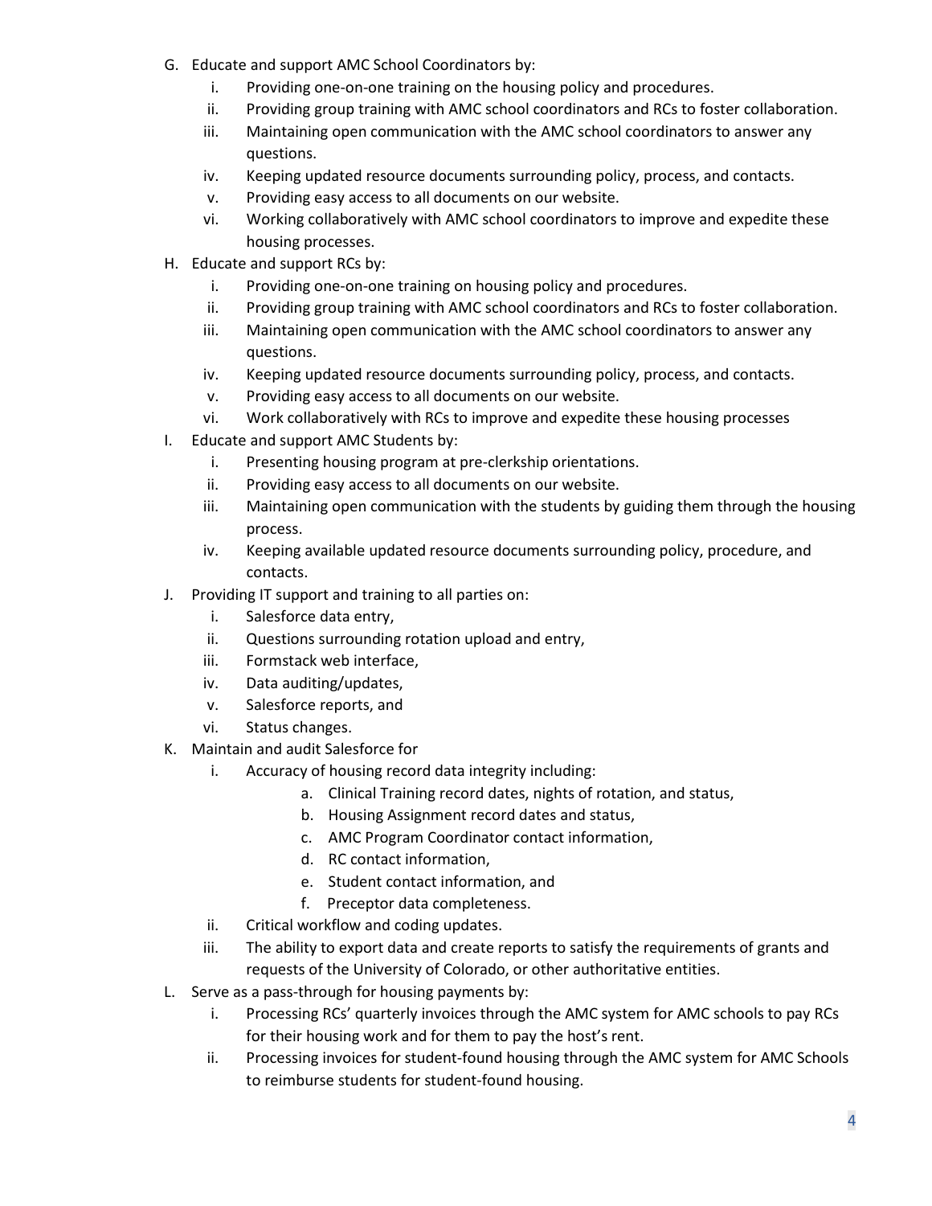G. Educate and support AMC School Coordinators by:
    i. Providing one-on-one training on the housing policy and procedures.
    ii. Providing group training with AMC school coordinators and RCs to foster collaboration.
    iii. Maintaining open communication with the AMC school coordinators to answer any questions.
    iv. Keeping updated resource documents surrounding policy, process, and contacts.
    v. Providing easy access to all documents on our website.
    vi. Working collaboratively with AMC school coordinators to improve and expedite these housing processes.

H. Educate and support RCs by:
    i. Providing one-on-one training on housing policy and procedures.
    ii. Providing group training with AMC school coordinators and RCs to foster collaboration.
    iii. Maintaining open communication with the AMC school coordinators to answer any questions.
    iv. Keeping updated resource documents surrounding policy, process, and contacts.
    v. Providing easy access to all documents on our website.
    vi. Work collaboratively with RCs to improve and expedite these housing processes

I. Educate and support AMC Students by:
    i. Presenting housing program at pre-clerkship orientations.
    ii. Providing easy access to all documents on our website.
    iii. Maintaining open communication with the students by guiding them through the housing process.
    iv. Keeping available updated resource documents surrounding policy, procedure, and contacts.

J. Providing IT support and training to all parties on:
    i. Salesforce data entry,
    ii. Questions surrounding rotation upload and entry,
    iii. Formstack web interface,
    iv. Data auditing/updates,
    v. Salesforce reports, and
    vi. Status changes.

K. Maintain and audit Salesforce for
    i. Accuracy of housing record data integrity including:
        a. Clinical Training record dates, nights of rotation, and status,
        b. Housing Assignment record dates and status,
        c. AMC Program Coordinator contact information,
        d. RC contact information,
        e. Student contact information, and
        f. Preceptor data completeness.
    ii. Critical workflow and coding updates.
    iii. The ability to export data and create reports to satisfy the requirements of grants and requests of the University of Colorado, or other authoritative entities.

L. Serve as a pass-through for housing payments by:
    i. Processing RCs' quarterly invoices through the AMC system for AMC schools to pay RCs for their housing work and for them to pay the host's rent.
    ii. Processing invoices for student-found housing through the AMC system for AMC Schools to reimburse students for student-found housing.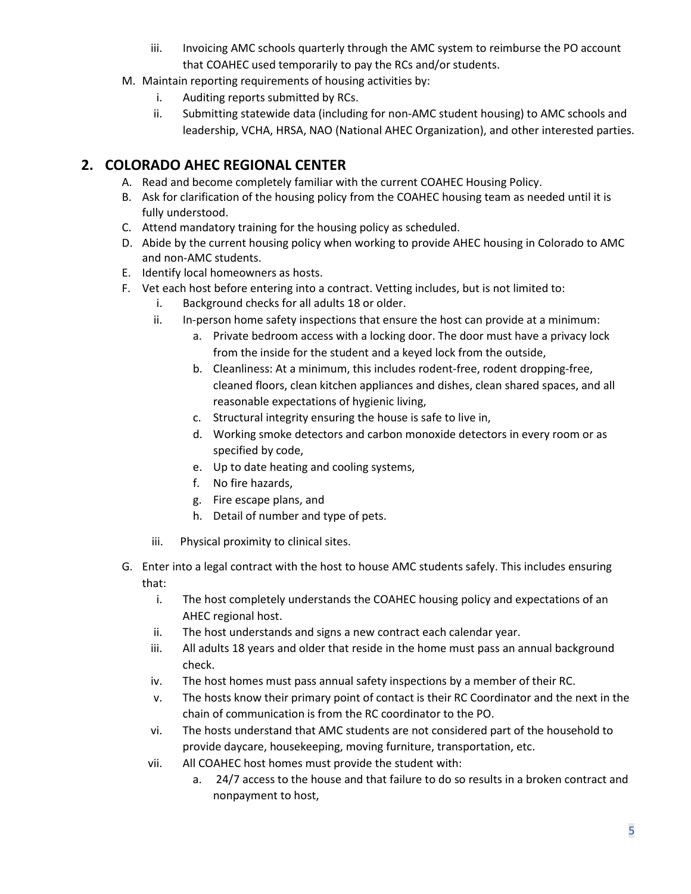iii. Invoicing AMC schools quarterly through the AMC system to reimburse the PO account that COAHEC used temporarily to pay the RCs and/or students.

M. Maintain reporting requirements of housing activities by:
   i. Auditing reports submitted by RCs.
   ii. Submitting statewide data (including for non-AMC student housing) to AMC schools and leadership, VCHA, HRSA, NAO (National AHEC Organization), and other interested parties.

## 2. COLORADO AHEC REGIONAL CENTER

A. Read and become completely familiar with the current COAHEC Housing Policy.

B. Ask for clarification of the housing policy from the COAHEC housing team as needed until it is fully understood.

C. Attend mandatory training for the housing policy as scheduled.

D. Abide by the current housing policy when working to provide AHEC housing in Colorado to AMC and non-AMC students.

E. Identify local homeowners as hosts.

F. Vet each host before entering into a contract. Vetting includes, but is not limited to:
   i. Background checks for all adults 18 or older.
   ii. In-person home safety inspections that ensure the host can provide at a minimum:
      a. Private bedroom access with a locking door. The door must have a privacy lock from the inside for the student and a keyed lock from the outside,
      b. Cleanliness: At a minimum, this includes rodent-free, rodent dropping-free, cleaned floors, clean kitchen appliances and dishes, clean shared spaces, and all reasonable expectations of hygienic living,
      c. Structural integrity ensuring the house is safe to live in,
      d. Working smoke detectors and carbon monoxide detectors in every room or as specified by code,
      e. Up to date heating and cooling systems,
      f. No fire hazards,
      g. Fire escape plans, and
      h. Detail of number and type of pets.
   iii. Physical proximity to clinical sites.

G. Enter into a legal contract with the host to house AMC students safely. This includes ensuring that:
   i. The host completely understands the COAHEC housing policy and expectations of an AHEC regional host.
   ii. The host understands and signs a new contract each calendar year.
   iii. All adults 18 years and older that reside in the home must pass an annual background check.
   iv. The host homes must pass annual safety inspections by a member of their RC.
   v. The hosts know their primary point of contact is their RC Coordinator and the next in the chain of communication is from the RC coordinator to the PO.
   vi. The hosts understand that AMC students are not considered part of the household to provide daycare, housekeeping, moving furniture, transportation, etc.
   vii. All COAHEC host homes must provide the student with:
      a. 24/7 access to the house and that failure to do so results in a broken contract and nonpayment to host,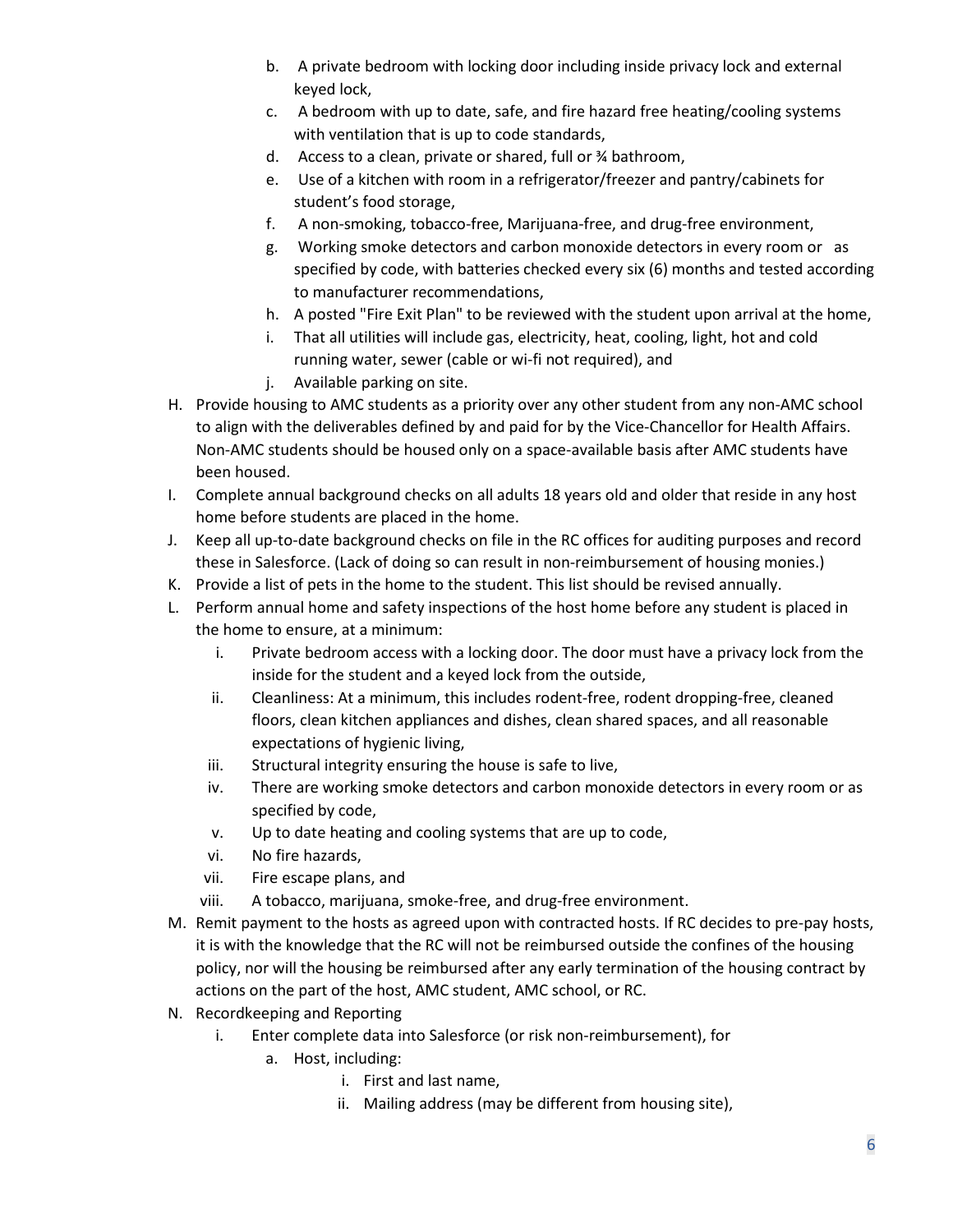b. A private bedroom with locking door including inside privacy lock and external keyed lock,
   c. A bedroom with up to date, safe, and fire hazard free heating/cooling systems with ventilation that is up to code standards,
   d. Access to a clean, private or shared, full or ¾ bathroom,
   e. Use of a kitchen with room in a refrigerator/freezer and pantry/cabinets for student's food storage,
   f. A non-smoking, tobacco-free, Marijuana-free, and drug-free environment,
   g. Working smoke detectors and carbon monoxide detectors in every room or as specified by code, with batteries checked every six (6) months and tested according to manufacturer recommendations,
   h. A posted "Fire Exit Plan" to be reviewed with the student upon arrival at the home,
   i. That all utilities will include gas, electricity, heat, cooling, light, hot and cold running water, sewer (cable or wi-fi not required), and
   j. Available parking on site.

H. Provide housing to AMC students as a priority over any other student from any non-AMC school to align with the deliverables defined by and paid for by the Vice-Chancellor for Health Affairs. Non-AMC students should be housed only on a space-available basis after AMC students have been housed.

I. Complete annual background checks on all adults 18 years old and older that reside in any host home before students are placed in the home.

J. Keep all up-to-date background checks on file in the RC offices for auditing purposes and record these in Salesforce. (Lack of doing so can result in non-reimbursement of housing monies.)

K. Provide a list of pets in the home to the student. This list should be revised annually.

L. Perform annual home and safety inspections of the host home before any student is placed in the home to ensure, at a minimum:
   i. Private bedroom access with a locking door. The door must have a privacy lock from the inside for the student and a keyed lock from the outside,
   ii. Cleanliness: At a minimum, this includes rodent-free, rodent dropping-free, cleaned floors, clean kitchen appliances and dishes, clean shared spaces, and all reasonable expectations of hygienic living,
   iii. Structural integrity ensuring the house is safe to live,
   iv. There are working smoke detectors and carbon monoxide detectors in every room or as specified by code,
   v. Up to date heating and cooling systems that are up to code,
   vi. No fire hazards,
   vii. Fire escape plans, and
   viii. A tobacco, marijuana, smoke-free, and drug-free environment.

M. Remit payment to the hosts as agreed upon with contracted hosts. If RC decides to pre-pay hosts, it is with the knowledge that the RC will not be reimbursed outside the confines of the housing policy, nor will the housing be reimbursed after any early termination of the housing contract by actions on the part of the host, AMC student, AMC school, or RC.

N. Recordkeeping and Reporting
   i. Enter complete data into Salesforce (or risk non-reimbursement), for
      a. Host, including:
         i. First and last name,
         ii. Mailing address (may be different from housing site),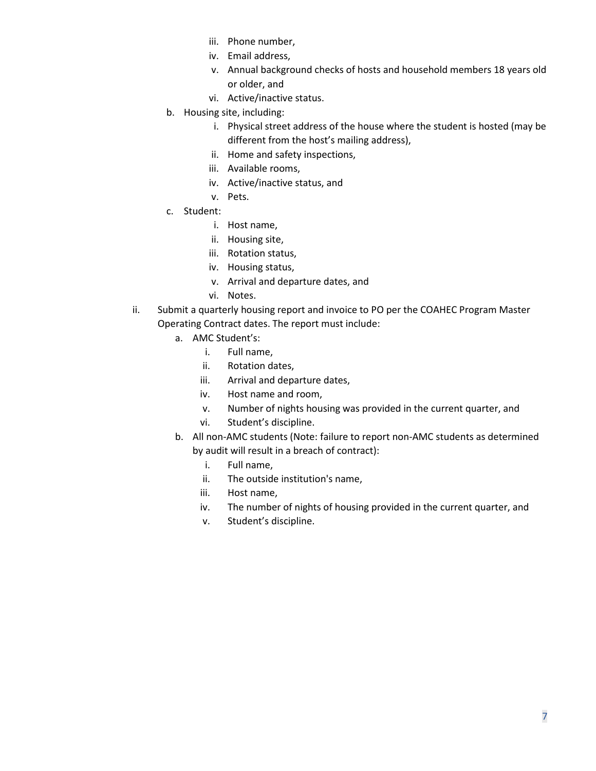iii. Phone number,
   iv. Email address,
   v. Annual background checks of hosts and household members 18 years old or older, and
   vi. Active/inactive status.

b. Housing site, including:
   i. Physical street address of the house where the student is hosted (may be different from the host's mailing address),
   ii. Home and safety inspections,
   iii. Available rooms,
   iv. Active/inactive status, and
   v. Pets.

c. Student:
   i. Host name,
   ii. Housing site,
   iii. Rotation status,
   iv. Housing status,
   v. Arrival and departure dates, and
   vi. Notes.

ii. Submit a quarterly housing report and invoice to PO per the COAHEC Program Master Operating Contract dates. The report must include:

   a. AMC Student's:
      i. Full name,
      ii. Rotation dates,
      iii. Arrival and departure dates,
      iv. Host name and room,
      v. Number of nights housing was provided in the current quarter, and
      vi. Student's discipline.

   b. All non-AMC students (Note: failure to report non-AMC students as determined by audit will result in a breach of contract):
      i. Full name,
      ii. The outside institution's name,
      iii. Host name,
      iv. The number of nights of housing provided in the current quarter, and
      v. Student's discipline.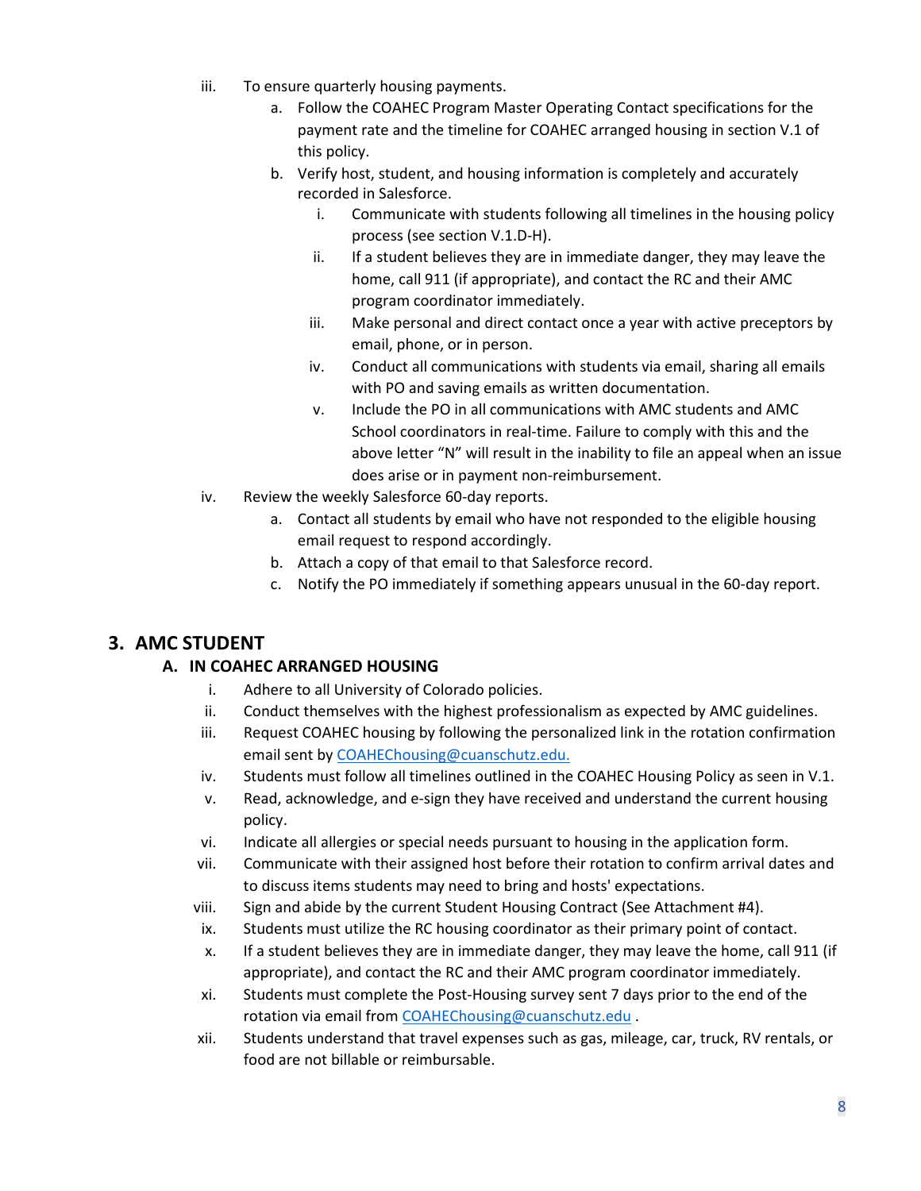iii. To ensure quarterly housing payments.
   a. Follow the COAHEC Program Master Operating Contact specifications for the payment rate and the timeline for COAHEC arranged housing in section V.1 of this policy.
   b. Verify host, student, and housing information is completely and accurately recorded in Salesforce.
      i. Communicate with students following all timelines in the housing policy process (see section V.1.D-H).
      ii. If a student believes they are in immediate danger, they may leave the home, call 911 (if appropriate), and contact the RC and their AMC program coordinator immediately.
      iii. Make personal and direct contact once a year with active preceptors by email, phone, or in person.
      iv. Conduct all communications with students via email, sharing all emails with PO and saving emails as written documentation.
      v. Include the PO in all communications with AMC students and AMC School coordinators in real-time. Failure to comply with this and the above letter "N" will result in the inability to file an appeal when an issue does arise or in payment non-reimbursement.

iv. Review the weekly Salesforce 60-day reports.
   a. Contact all students by email who have not responded to the eligible housing email request to respond accordingly.
   b. Attach a copy of that email to that Salesforce record.
   c. Notify the PO immediately if something appears unusual in the 60-day report.

## 3. AMC STUDENT

### A. IN COAHEC ARRANGED HOUSING

i. Adhere to all University of Colorado policies.
ii. Conduct themselves with the highest professionalism as expected by AMC guidelines.
iii. Request COAHEC housing by following the personalized link in the rotation confirmation email sent by COAHEChousing@cuanschutz.edu.
iv. Students must follow all timelines outlined in the COAHEC Housing Policy as seen in V.1.
v. Read, acknowledge, and e-sign they have received and understand the current housing policy.
vi. Indicate all allergies or special needs pursuant to housing in the application form.
vii. Communicate with their assigned host before their rotation to confirm arrival dates and to discuss items students may need to bring and hosts' expectations.
viii. Sign and abide by the current Student Housing Contract (See Attachment #4).
ix. Students must utilize the RC housing coordinator as their primary point of contact.
x. If a student believes they are in immediate danger, they may leave the home, call 911 (if appropriate), and contact the RC and their AMC program coordinator immediately.
xi. Students must complete the Post-Housing survey sent 7 days prior to the end of the rotation via email from COAHEChousing@cuanschutz.edu .
xii. Students understand that travel expenses such as gas, mileage, car, truck, RV rentals, or food are not billable or reimbursable.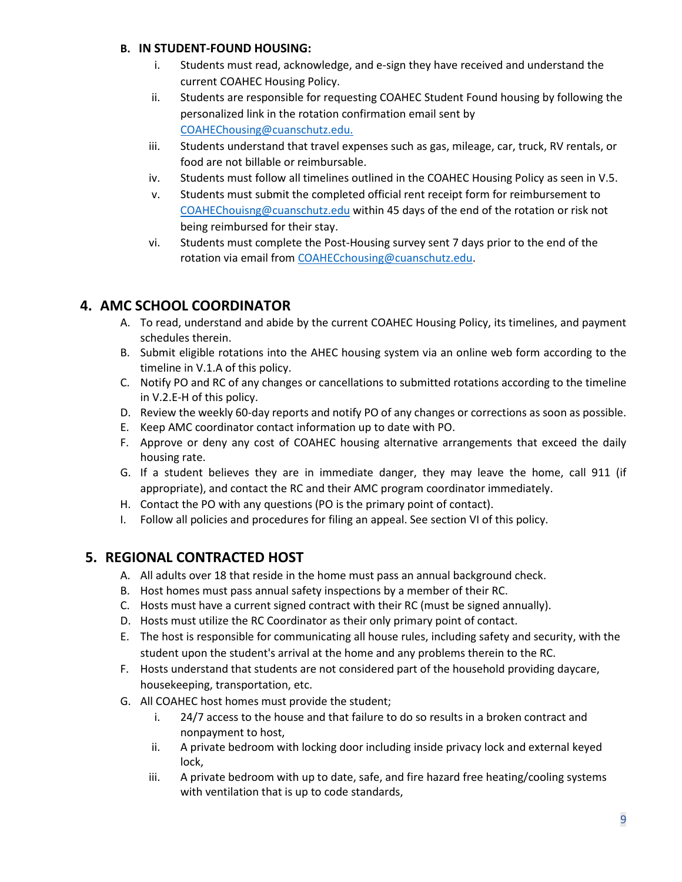**B. IN STUDENT-FOUND HOUSING:**

i. Students must read, acknowledge, and e-sign they have received and understand the current COAHEC Housing Policy.

ii. Students are responsible for requesting COAHEC Student Found housing by following the personalized link in the rotation confirmation email sent by COAHEChousing@cuanschutz.edu.

iii. Students understand that travel expenses such as gas, mileage, car, truck, RV rentals, or food are not billable or reimbursable.

iv. Students must follow all timelines outlined in the COAHEC Housing Policy as seen in V.5.

v. Students must submit the completed official rent receipt form for reimbursement to COAHEChouisng@cuanschutz.edu within 45 days of the end of the rotation or risk not being reimbursed for their stay.

vi. Students must complete the Post-Housing survey sent 7 days prior to the end of the rotation via email from COAHECchousing@cuanschutz.edu.

## 4. AMC SCHOOL COORDINATOR

A. To read, understand and abide by the current COAHEC Housing Policy, its timelines, and payment schedules therein.

B. Submit eligible rotations into the AHEC housing system via an online web form according to the timeline in V.1.A of this policy.

C. Notify PO and RC of any changes or cancellations to submitted rotations according to the timeline in V.2.E-H of this policy.

D. Review the weekly 60-day reports and notify PO of any changes or corrections as soon as possible.

E. Keep AMC coordinator contact information up to date with PO.

F. Approve or deny any cost of COAHEC housing alternative arrangements that exceed the daily housing rate.

G. If a student believes they are in immediate danger, they may leave the home, call 911 (if appropriate), and contact the RC and their AMC program coordinator immediately.

H. Contact the PO with any questions (PO is the primary point of contact).

I. Follow all policies and procedures for filing an appeal. See section VI of this policy.

## 5. REGIONAL CONTRACTED HOST

A. All adults over 18 that reside in the home must pass an annual background check.

B. Host homes must pass annual safety inspections by a member of their RC.

C. Hosts must have a current signed contract with their RC (must be signed annually).

D. Hosts must utilize the RC Coordinator as their only primary point of contact.

E. The host is responsible for communicating all house rules, including safety and security, with the student upon the student's arrival at the home and any problems therein to the RC.

F. Hosts understand that students are not considered part of the household providing daycare, housekeeping, transportation, etc.

G. All COAHEC host homes must provide the student;

i. 24/7 access to the house and that failure to do so results in a broken contract and nonpayment to host,

ii. A private bedroom with locking door including inside privacy lock and external keyed lock,

iii. A private bedroom with up to date, safe, and fire hazard free heating/cooling systems with ventilation that is up to code standards,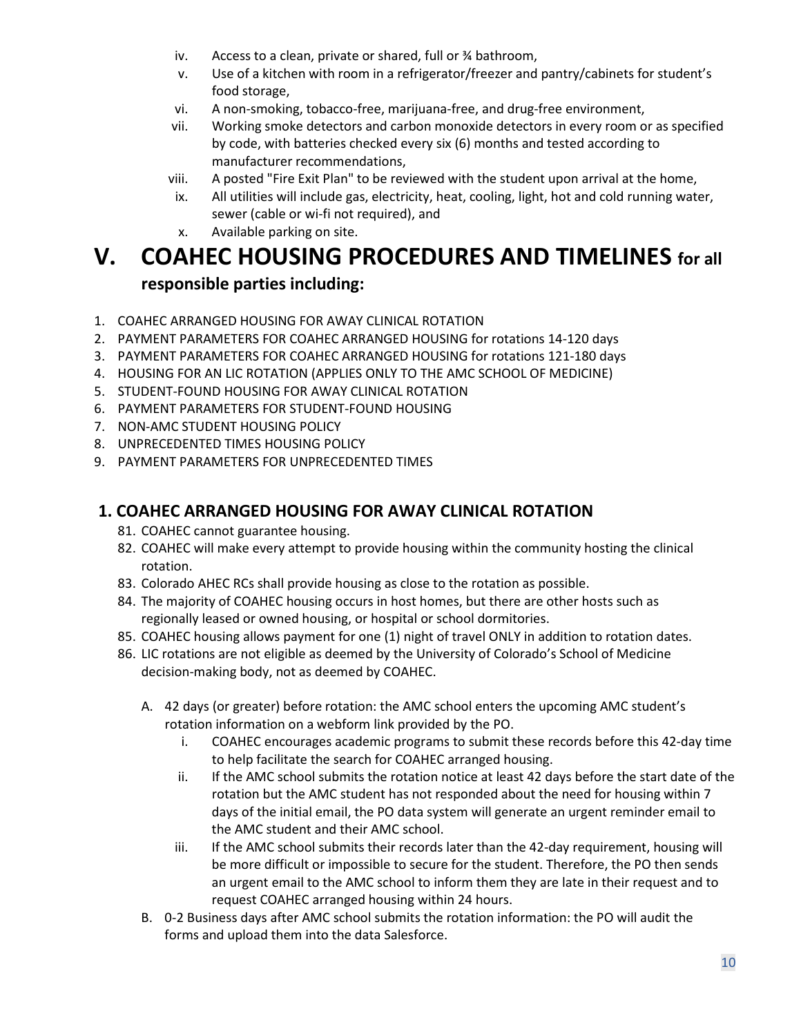iv. Access to a clean, private or shared, full or ¾ bathroom,

v. Use of a kitchen with room in a refrigerator/freezer and pantry/cabinets for student's food storage,

vi. A non-smoking, tobacco-free, marijuana-free, and drug-free environment,

vii. Working smoke detectors and carbon monoxide detectors in every room or as specified by code, with batteries checked every six (6) months and tested according to manufacturer recommendations,

viii. A posted "Fire Exit Plan" to be reviewed with the student upon arrival at the home,

ix. All utilities will include gas, electricity, heat, cooling, light, hot and cold running water, sewer (cable or wi-fi not required), and

x. Available parking on site.

# V. COAHEC HOUSING PROCEDURES AND TIMELINES for all responsible parties including:

1. COAHEC ARRANGED HOUSING FOR AWAY CLINICAL ROTATION
2. PAYMENT PARAMETERS FOR COAHEC ARRANGED HOUSING for rotations 14-120 days
3. PAYMENT PARAMETERS FOR COAHEC ARRANGED HOUSING for rotations 121-180 days
4. HOUSING FOR AN LIC ROTATION (APPLIES ONLY TO THE AMC SCHOOL OF MEDICINE)
5. STUDENT-FOUND HOUSING FOR AWAY CLINICAL ROTATION
6. PAYMENT PARAMETERS FOR STUDENT-FOUND HOUSING
7. NON-AMC STUDENT HOUSING POLICY
8. UNPRECEDENTED TIMES HOUSING POLICY
9. PAYMENT PARAMETERS FOR UNPRECEDENTED TIMES

## 1. COAHEC ARRANGED HOUSING FOR AWAY CLINICAL ROTATION

81. COAHEC cannot guarantee housing.
82. COAHEC will make every attempt to provide housing within the community hosting the clinical rotation.
83. Colorado AHEC RCs shall provide housing as close to the rotation as possible.
84. The majority of COAHEC housing occurs in host homes, but there are other hosts such as regionally leased or owned housing, or hospital or school dormitories.
85. COAHEC housing allows payment for one (1) night of travel ONLY in addition to rotation dates.
86. LIC rotations are not eligible as deemed by the University of Colorado's School of Medicine decision-making body, not as deemed by COAHEC.

A. 42 days (or greater) before rotation: the AMC school enters the upcoming AMC student's rotation information on a webform link provided by the PO.

i. COAHEC encourages academic programs to submit these records before this 42-day time to help facilitate the search for COAHEC arranged housing.

ii. If the AMC school submits the rotation notice at least 42 days before the start date of the rotation but the AMC student has not responded about the need for housing within 7 days of the initial email, the PO data system will generate an urgent reminder email to the AMC student and their AMC school.

iii. If the AMC school submits their records later than the 42-day requirement, housing will be more difficult or impossible to secure for the student. Therefore, the PO then sends an urgent email to the AMC school to inform them they are late in their request and to request COAHEC arranged housing within 24 hours.

B. 0-2 Business days after AMC school submits the rotation information: the PO will audit the forms and upload them into the data Salesforce.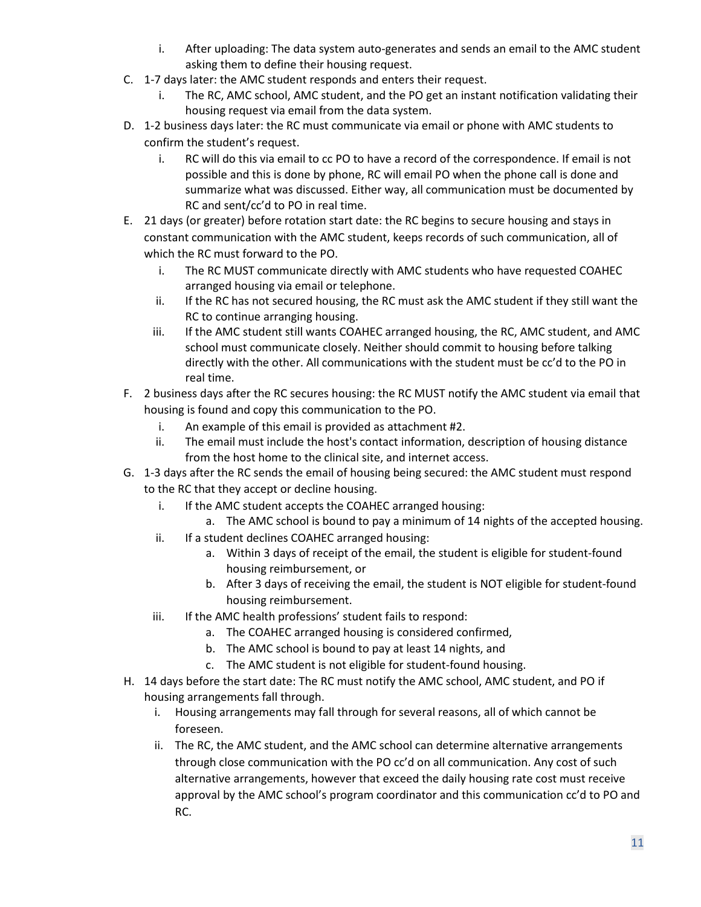i. After uploading: The data system auto-generates and sends an email to the AMC student asking them to define their housing request.

C. 1-7 days later: the AMC student responds and enters their request.
    i. The RC, AMC school, AMC student, and the PO get an instant notification validating their housing request via email from the data system.

D. 1-2 business days later: the RC must communicate via email or phone with AMC students to confirm the student's request.
    i. RC will do this via email to cc PO to have a record of the correspondence. If email is not possible and this is done by phone, RC will email PO when the phone call is done and summarize what was discussed. Either way, all communication must be documented by RC and sent/cc'd to PO in real time.

E. 21 days (or greater) before rotation start date: the RC begins to secure housing and stays in constant communication with the AMC student, keeps records of such communication, all of which the RC must forward to the PO.
    i. The RC MUST communicate directly with AMC students who have requested COAHEC arranged housing via email or telephone.
    ii. If the RC has not secured housing, the RC must ask the AMC student if they still want the RC to continue arranging housing.
    iii. If the AMC student still wants COAHEC arranged housing, the RC, AMC student, and AMC school must communicate closely. Neither should commit to housing before talking directly with the other. All communications with the student must be cc'd to the PO in real time.

F. 2 business days after the RC secures housing: the RC MUST notify the AMC student via email that housing is found and copy this communication to the PO.
    i. An example of this email is provided as attachment #2.
    ii. The email must include the host's contact information, description of housing distance from the host home to the clinical site, and internet access.

G. 1-3 days after the RC sends the email of housing being secured: the AMC student must respond to the RC that they accept or decline housing.
    i. If the AMC student accepts the COAHEC arranged housing:
        a. The AMC school is bound to pay a minimum of 14 nights of the accepted housing.
    ii. If a student declines COAHEC arranged housing:
        a. Within 3 days of receipt of the email, the student is eligible for student-found housing reimbursement, or
        b. After 3 days of receiving the email, the student is NOT eligible for student-found housing reimbursement.
    iii. If the AMC health professions' student fails to respond:
        a. The COAHEC arranged housing is considered confirmed,
        b. The AMC school is bound to pay at least 14 nights, and
        c. The AMC student is not eligible for student-found housing.

H. 14 days before the start date: The RC must notify the AMC school, AMC student, and PO if housing arrangements fall through.
    i. Housing arrangements may fall through for several reasons, all of which cannot be foreseen.
    ii. The RC, the AMC student, and the AMC school can determine alternative arrangements through close communication with the PO cc'd on all communication. Any cost of such alternative arrangements, however that exceed the daily housing rate cost must receive approval by the AMC school's program coordinator and this communication cc'd to PO and RC.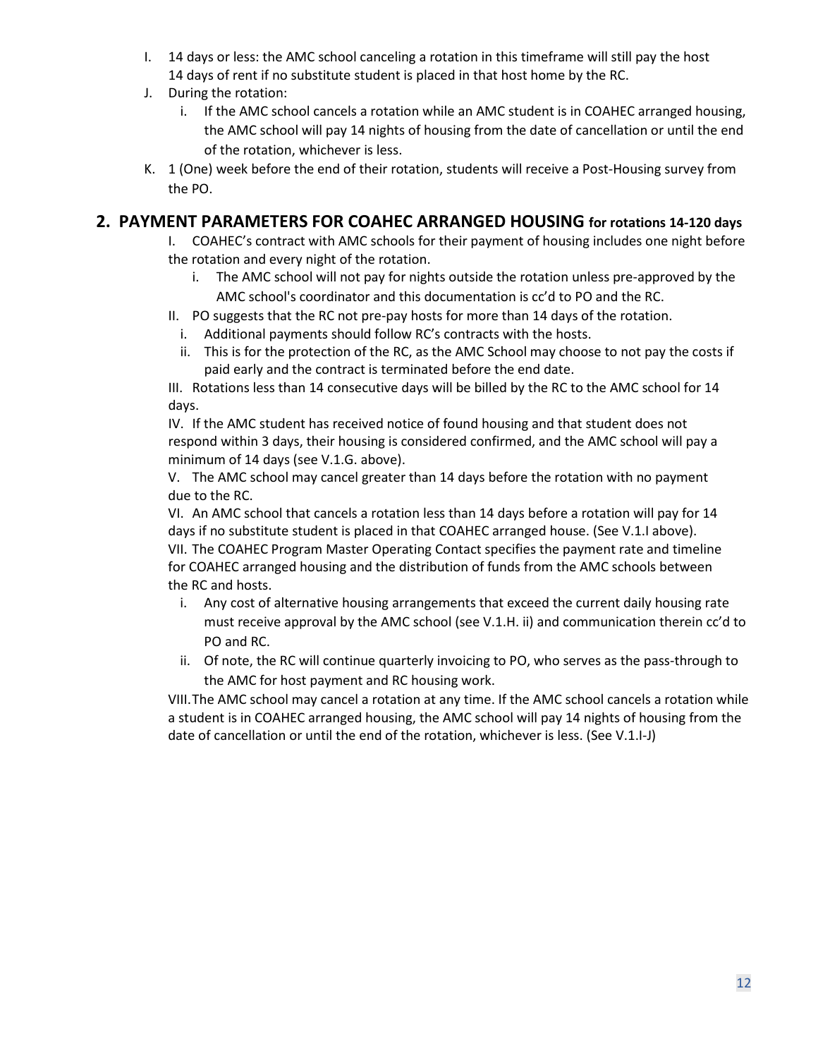I. 14 days or less: the AMC school canceling a rotation in this timeframe will still pay the host 14 days of rent if no substitute student is placed in that host home by the RC.

J. During the rotation:

   i. If the AMC school cancels a rotation while an AMC student is in COAHEC arranged housing, the AMC school will pay 14 nights of housing from the date of cancellation or until the end of the rotation, whichever is less.

K. 1 (One) week before the end of their rotation, students will receive a Post-Housing survey from the PO.

## 2. PAYMENT PARAMETERS FOR COAHEC ARRANGED HOUSING for rotations 14-120 days

I. COAHEC's contract with AMC schools for their payment of housing includes one night before the rotation and every night of the rotation.

   i. The AMC school will not pay for nights outside the rotation unless pre-approved by the AMC school's coordinator and this documentation is cc'd to PO and the RC.

II. PO suggests that the RC not pre-pay hosts for more than 14 days of the rotation.

   i. Additional payments should follow RC's contracts with the hosts.

   ii. This is for the protection of the RC, as the AMC School may choose to not pay the costs if paid early and the contract is terminated before the end date.

III. Rotations less than 14 consecutive days will be billed by the RC to the AMC school for 14 days.

IV. If the AMC student has received notice of found housing and that student does not respond within 3 days, their housing is considered confirmed, and the AMC school will pay a minimum of 14 days (see V.1.G. above).

V. The AMC school may cancel greater than 14 days before the rotation with no payment due to the RC.

VI. An AMC school that cancels a rotation less than 14 days before a rotation will pay for 14 days if no substitute student is placed in that COAHEC arranged house. (See V.1.I above).

VII. The COAHEC Program Master Operating Contact specifies the payment rate and timeline for COAHEC arranged housing and the distribution of funds from the AMC schools between the RC and hosts.

   i. Any cost of alternative housing arrangements that exceed the current daily housing rate must receive approval by the AMC school (see V.1.H. ii) and communication therein cc'd to PO and RC.

   ii. Of note, the RC will continue quarterly invoicing to PO, who serves as the pass-through to the AMC for host payment and RC housing work.

VIII. The AMC school may cancel a rotation at any time. If the AMC school cancels a rotation while a student is in COAHEC arranged housing, the AMC school will pay 14 nights of housing from the date of cancellation or until the end of the rotation, whichever is less. (See V.1.I-J)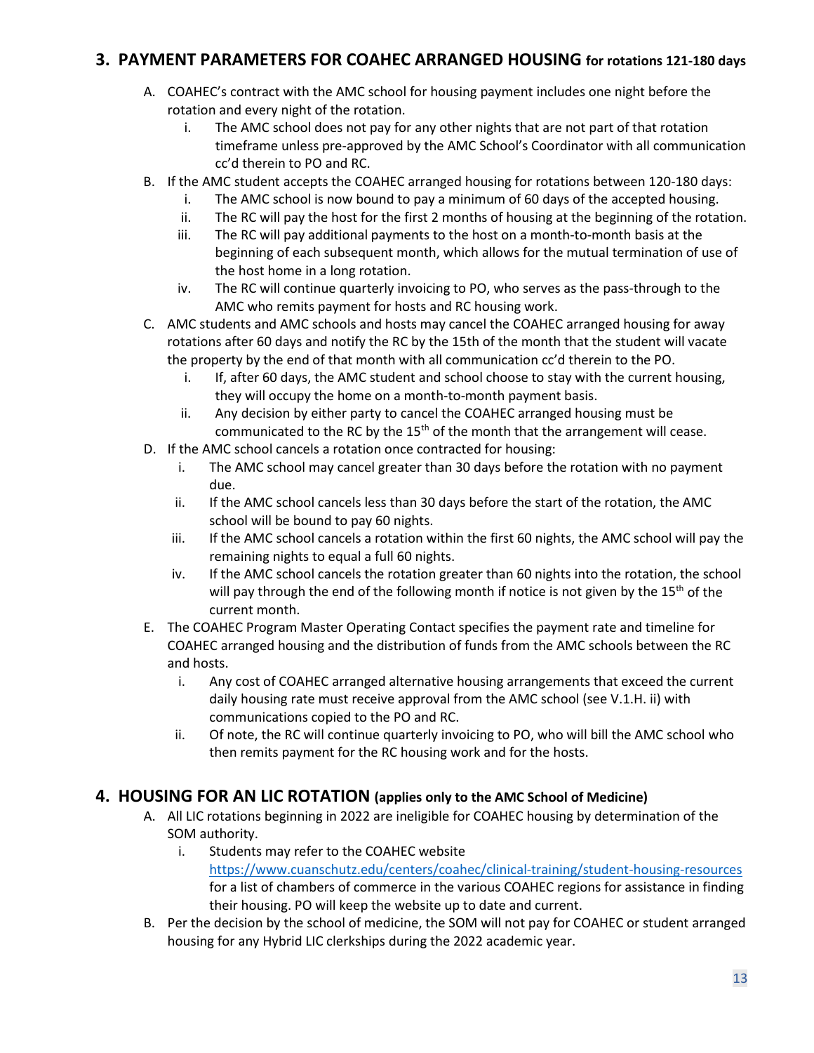## 3. PAYMENT PARAMETERS FOR COAHEC ARRANGED HOUSING for rotations 121-180 days

A. COAHEC's contract with the AMC school for housing payment includes one night before the rotation and every night of the rotation.
   i. The AMC school does not pay for any other nights that are not part of that rotation timeframe unless pre-approved by the AMC School's Coordinator with all communication cc'd therein to PO and RC.

B. If the AMC student accepts the COAHEC arranged housing for rotations between 120-180 days:
   i. The AMC school is now bound to pay a minimum of 60 days of the accepted housing.
   ii. The RC will pay the host for the first 2 months of housing at the beginning of the rotation.
   iii. The RC will pay additional payments to the host on a month-to-month basis at the beginning of each subsequent month, which allows for the mutual termination of use of the host home in a long rotation.
   iv. The RC will continue quarterly invoicing to PO, who serves as the pass-through to the AMC who remits payment for hosts and RC housing work.

C. AMC students and AMC schools and hosts may cancel the COAHEC arranged housing for away rotations after 60 days and notify the RC by the 15th of the month that the student will vacate the property by the end of that month with all communication cc'd therein to the PO.
   i. If, after 60 days, the AMC student and school choose to stay with the current housing, they will occupy the home on a month-to-month payment basis.
   ii. Any decision by either party to cancel the COAHEC arranged housing must be communicated to the RC by the 15th of the month that the arrangement will cease.

D. If the AMC school cancels a rotation once contracted for housing:
   i. The AMC school may cancel greater than 30 days before the rotation with no payment due.
   ii. If the AMC school cancels less than 30 days before the start of the rotation, the AMC school will be bound to pay 60 nights.
   iii. If the AMC school cancels a rotation within the first 60 nights, the AMC school will pay the remaining nights to equal a full 60 nights.
   iv. If the AMC school cancels the rotation greater than 60 nights into the rotation, the school will pay through the end of the following month if notice is not given by the 15th of the current month.

E. The COAHEC Program Master Operating Contact specifies the payment rate and timeline for COAHEC arranged housing and the distribution of funds from the AMC schools between the RC and hosts.
   i. Any cost of COAHEC arranged alternative housing arrangements that exceed the current daily housing rate must receive approval from the AMC school (see V.1.H. ii) with communications copied to the PO and RC.
   ii. Of note, the RC will continue quarterly invoicing to PO, who will bill the AMC school who then remits payment for the RC housing work and for the hosts.

## 4. HOUSING FOR AN LIC ROTATION (applies only to the AMC School of Medicine)

A. All LIC rotations beginning in 2022 are ineligible for COAHEC housing by determination of the SOM authority.
   i. Students may refer to the COAHEC website https://www.cuanschutz.edu/centers/coahec/clinical-training/student-housing-resources for a list of chambers of commerce in the various COAHEC regions for assistance in finding their housing. PO will keep the website up to date and current.

B. Per the decision by the school of medicine, the SOM will not pay for COAHEC or student arranged housing for any Hybrid LIC clerkships during the 2022 academic year.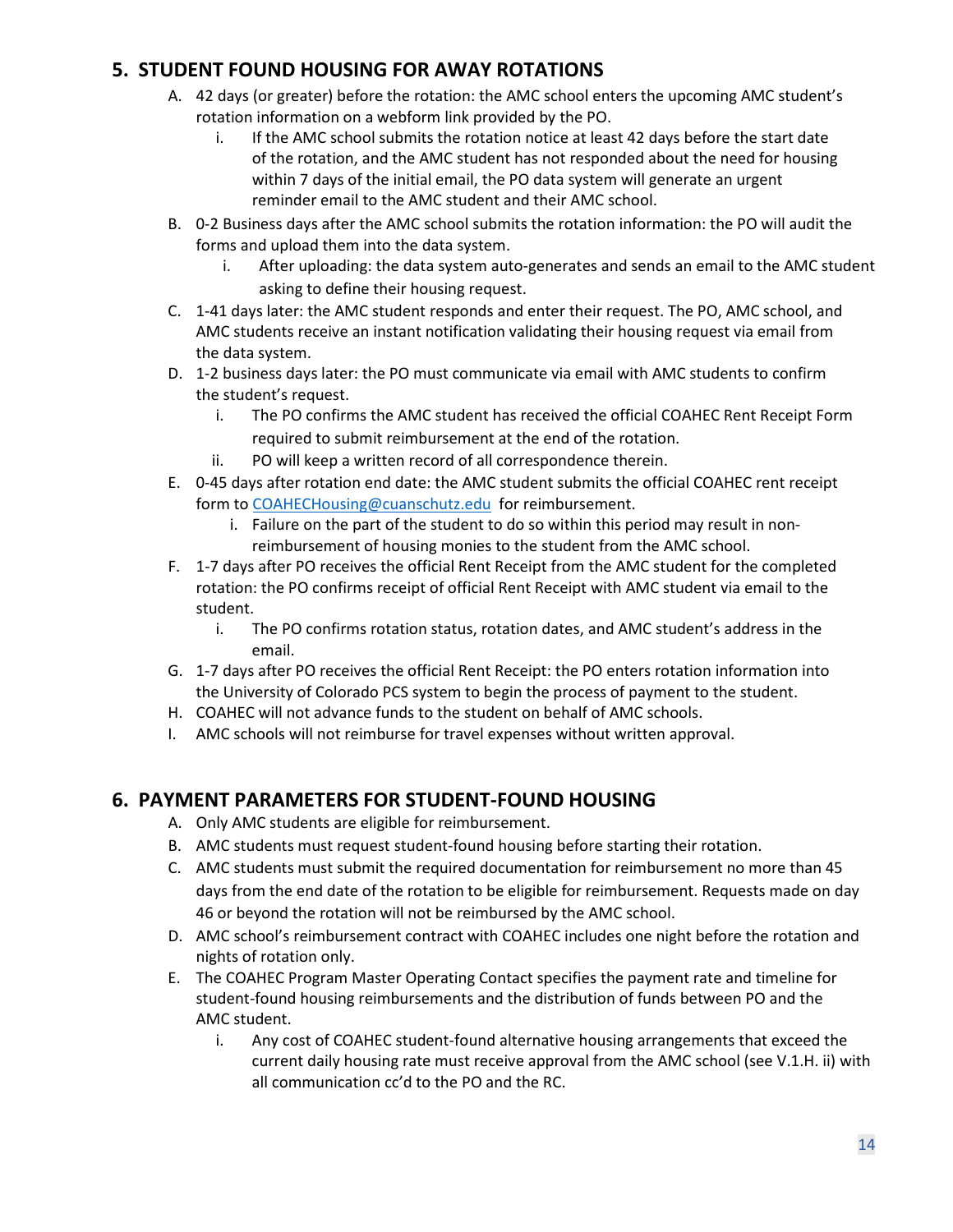## 5. STUDENT FOUND HOUSING FOR AWAY ROTATIONS

A. 42 days (or greater) before the rotation: the AMC school enters the upcoming AMC student's rotation information on a webform link provided by the PO.
   i. If the AMC school submits the rotation notice at least 42 days before the start date of the rotation, and the AMC student has not responded about the need for housing within 7 days of the initial email, the PO data system will generate an urgent reminder email to the AMC student and their AMC school.

B. 0-2 Business days after the AMC school submits the rotation information: the PO will audit the forms and upload them into the data system.
   i. After uploading: the data system auto-generates and sends an email to the AMC student asking to define their housing request.

C. 1-41 days later: the AMC student responds and enter their request. The PO, AMC school, and AMC students receive an instant notification validating their housing request via email from the data system.

D. 1-2 business days later: the PO must communicate via email with AMC students to confirm the student's request.
   i. The PO confirms the AMC student has received the official COAHEC Rent Receipt Form required to submit reimbursement at the end of the rotation.
   ii. PO will keep a written record of all correspondence therein.

E. 0-45 days after rotation end date: the AMC student submits the official COAHEC rent receipt form to COAHECHousing@cuanschutz.edu for reimbursement.
   i. Failure on the part of the student to do so within this period may result in non-reimbursement of housing monies to the student from the AMC school.

F. 1-7 days after PO receives the official Rent Receipt from the AMC student for the completed rotation: the PO confirms receipt of official Rent Receipt with AMC student via email to the student.
   i. The PO confirms rotation status, rotation dates, and AMC student's address in the email.

G. 1-7 days after PO receives the official Rent Receipt: the PO enters rotation information into the University of Colorado PCS system to begin the process of payment to the student.

H. COAHEC will not advance funds to the student on behalf of AMC schools.

I. AMC schools will not reimburse for travel expenses without written approval.

## 6. PAYMENT PARAMETERS FOR STUDENT-FOUND HOUSING

A. Only AMC students are eligible for reimbursement.

B. AMC students must request student-found housing before starting their rotation.

C. AMC students must submit the required documentation for reimbursement no more than 45 days from the end date of the rotation to be eligible for reimbursement. Requests made on day 46 or beyond the rotation will not be reimbursed by the AMC school.

D. AMC school's reimbursement contract with COAHEC includes one night before the rotation and nights of rotation only.

E. The COAHEC Program Master Operating Contact specifies the payment rate and timeline for student-found housing reimbursements and the distribution of funds between PO and the AMC student.
   i. Any cost of COAHEC student-found alternative housing arrangements that exceed the current daily housing rate must receive approval from the AMC school (see V.1.H. ii) with all communication cc'd to the PO and the RC.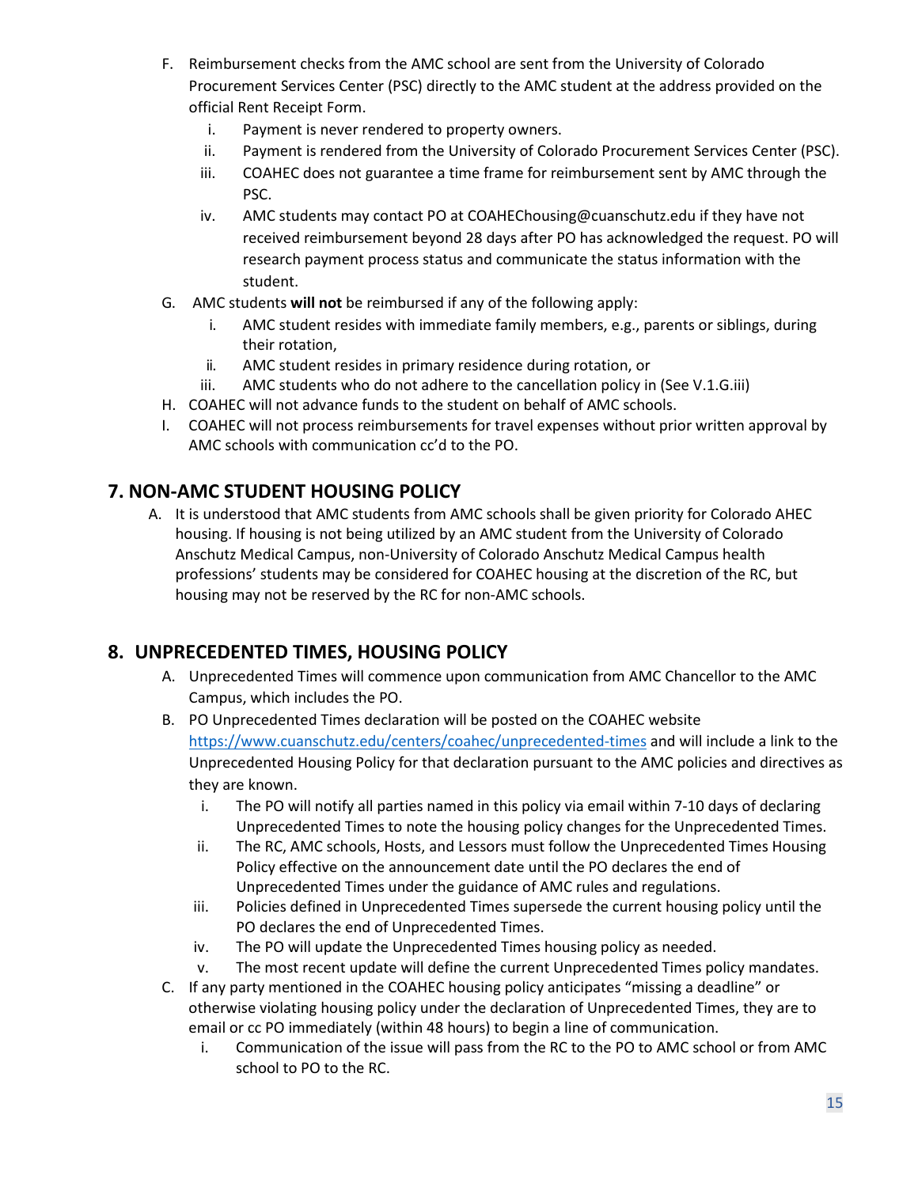F. Reimbursement checks from the AMC school are sent from the University of Colorado Procurement Services Center (PSC) directly to the AMC student at the address provided on the official Rent Receipt Form.
   i. Payment is never rendered to property owners.
   ii. Payment is rendered from the University of Colorado Procurement Services Center (PSC).
   iii. COAHEC does not guarantee a time frame for reimbursement sent by AMC through the PSC.
   iv. AMC students may contact PO at COAHEChousing@cuanschutz.edu if they have not received reimbursement beyond 28 days after PO has acknowledged the request. PO will research payment process status and communicate the status information with the student.

G. AMC students **will not** be reimbursed if any of the following apply:
   i. AMC student resides with immediate family members, e.g., parents or siblings, during their rotation,
   ii. AMC student resides in primary residence during rotation, or
   iii. AMC students who do not adhere to the cancellation policy in (See V.1.G.iii)

H. COAHEC will not advance funds to the student on behalf of AMC schools.

I. COAHEC will not process reimbursements for travel expenses without prior written approval by AMC schools with communication cc'd to the PO.

## 7. NON-AMC STUDENT HOUSING POLICY

A. It is understood that AMC students from AMC schools shall be given priority for Colorado AHEC housing. If housing is not being utilized by an AMC student from the University of Colorado Anschutz Medical Campus, non-University of Colorado Anschutz Medical Campus health professions' students may be considered for COAHEC housing at the discretion of the RC, but housing may not be reserved by the RC for non-AMC schools.

## 8. UNPRECEDENTED TIMES, HOUSING POLICY

A. Unprecedented Times will commence upon communication from AMC Chancellor to the AMC Campus, which includes the PO.

B. PO Unprecedented Times declaration will be posted on the COAHEC website https://www.cuanschutz.edu/centers/coahec/unprecedented-times and will include a link to the Unprecedented Housing Policy for that declaration pursuant to the AMC policies and directives as they are known.
   i. The PO will notify all parties named in this policy via email within 7-10 days of declaring Unprecedented Times to note the housing policy changes for the Unprecedented Times.
   ii. The RC, AMC schools, Hosts, and Lessors must follow the Unprecedented Times Housing Policy effective on the announcement date until the PO declares the end of Unprecedented Times under the guidance of AMC rules and regulations.
   iii. Policies defined in Unprecedented Times supersede the current housing policy until the PO declares the end of Unprecedented Times.
   iv. The PO will update the Unprecedented Times housing policy as needed.
   v. The most recent update will define the current Unprecedented Times policy mandates.

C. If any party mentioned in the COAHEC housing policy anticipates "missing a deadline" or otherwise violating housing policy under the declaration of Unprecedented Times, they are to email or cc PO immediately (within 48 hours) to begin a line of communication.
   i. Communication of the issue will pass from the RC to the PO to AMC school or from AMC school to PO to the RC.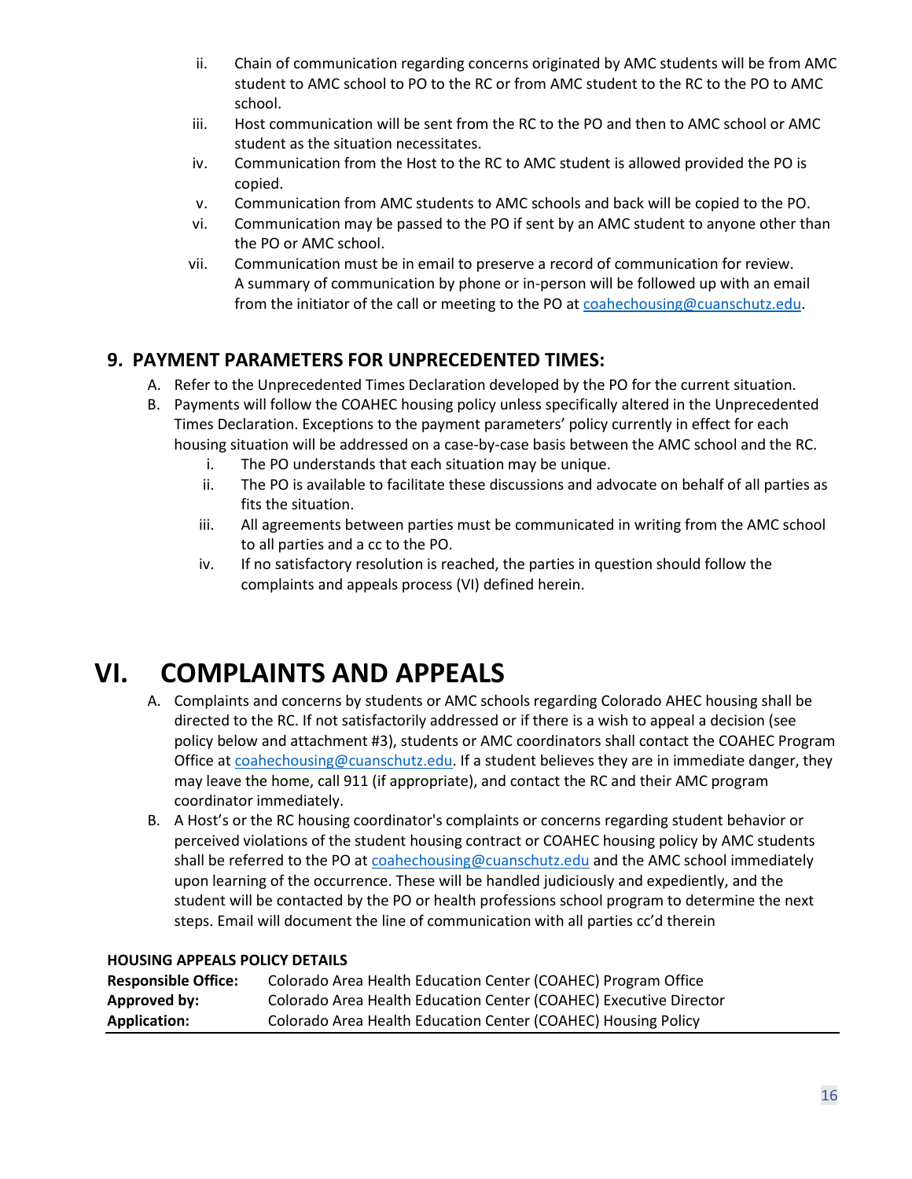ii. Chain of communication regarding concerns originated by AMC students will be from AMC student to AMC school to PO to the RC or from AMC student to the RC to the PO to AMC school.

iii. Host communication will be sent from the RC to the PO and then to AMC school or AMC student as the situation necessitates.

iv. Communication from the Host to the RC to AMC student is allowed provided the PO is copied.

v. Communication from AMC students to AMC schools and back will be copied to the PO.

vi. Communication may be passed to the PO if sent by an AMC student to anyone other than the PO or AMC school.

vii. Communication must be in email to preserve a record of communication for review. A summary of communication by phone or in-person will be followed up with an email from the initiator of the call or meeting to the PO at coahechousing@cuanschutz.edu.

### 9. PAYMENT PARAMETERS FOR UNPRECEDENTED TIMES:

A. Refer to the Unprecedented Times Declaration developed by the PO for the current situation.

B. Payments will follow the COAHEC housing policy unless specifically altered in the Unprecedented Times Declaration. Exceptions to the payment parameters' policy currently in effect for each housing situation will be addressed on a case-by-case basis between the AMC school and the RC.

   i. The PO understands that each situation may be unique.

   ii. The PO is available to facilitate these discussions and advocate on behalf of all parties as fits the situation.

   iii. All agreements between parties must be communicated in writing from the AMC school to all parties and a cc to the PO.

   iv. If no satisfactory resolution is reached, the parties in question should follow the complaints and appeals process (VI) defined herein.

# VI. COMPLAINTS AND APPEALS

A. Complaints and concerns by students or AMC schools regarding Colorado AHEC housing shall be directed to the RC. If not satisfactorily addressed or if there is a wish to appeal a decision (see policy below and attachment #3), students or AMC coordinators shall contact the COAHEC Program Office at coahechousing@cuanschutz.edu. If a student believes they are in immediate danger, they may leave the home, call 911 (if appropriate), and contact the RC and their AMC program coordinator immediately.

B. A Host's or the RC housing coordinator's complaints or concerns regarding student behavior or perceived violations of the student housing contract or COAHEC housing policy by AMC students shall be referred to the PO at coahechousing@cuanschutz.edu and the AMC school immediately upon learning of the occurrence. These will be handled judiciously and expediently, and the student will be contacted by the PO or health professions school program to determine the next steps. Email will document the line of communication with all parties cc'd therein

**HOUSING APPEALS POLICY DETAILS**

| | |
|---|---|
| **Responsible Office:** | Colorado Area Health Education Center (COAHEC) Program Office |
| **Approved by:** | Colorado Area Health Education Center (COAHEC) Executive Director |
| **Application:** | Colorado Area Health Education Center (COAHEC) Housing Policy |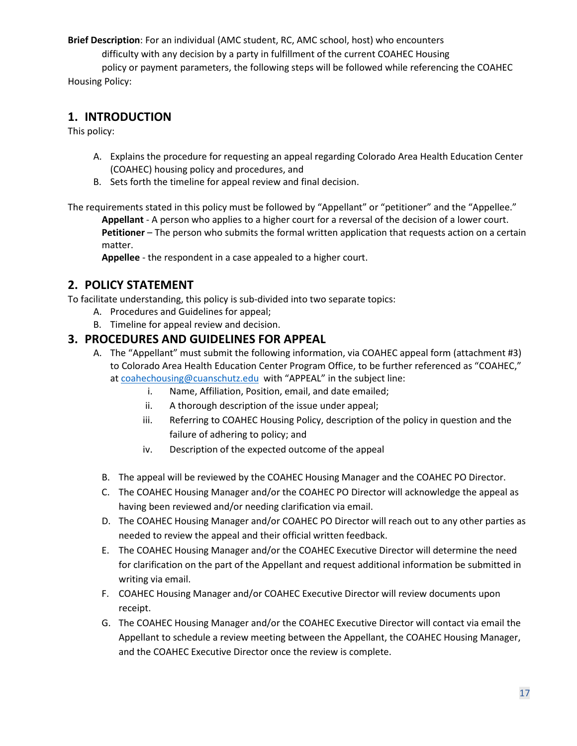**Brief Description**: For an individual (AMC student, RC, AMC school, host) who encounters difficulty with any decision by a party in fulfillment of the current COAHEC Housing policy or payment parameters, the following steps will be followed while referencing the COAHEC Housing Policy:

## 1. INTRODUCTION

This policy:

A. Explains the procedure for requesting an appeal regarding Colorado Area Health Education Center (COAHEC) housing policy and procedures, and
B. Sets forth the timeline for appeal review and final decision.

The requirements stated in this policy must be followed by "Appellant" or "petitioner" and the "Appellee."

**Appellant** - A person who applies to a higher court for a reversal of the decision of a lower court.
**Petitioner** – The person who submits the formal written application that requests action on a certain matter.
**Appellee** - the respondent in a case appealed to a higher court.

## 2. POLICY STATEMENT

To facilitate understanding, this policy is sub-divided into two separate topics:

A. Procedures and Guidelines for appeal;
B. Timeline for appeal review and decision.

## 3. PROCEDURES AND GUIDELINES FOR APPEAL

A. The "Appellant" must submit the following information, via COAHEC appeal form (attachment #3) to Colorado Area Health Education Center Program Office, to be further referenced as "COAHEC," at coahechousing@cuanschutz.edu with "APPEAL" in the subject line:
   i. Name, Affiliation, Position, email, and date emailed;
   ii. A thorough description of the issue under appeal;
   iii. Referring to COAHEC Housing Policy, description of the policy in question and the failure of adhering to policy; and
   iv. Description of the expected outcome of the appeal

B. The appeal will be reviewed by the COAHEC Housing Manager and the COAHEC PO Director.
C. The COAHEC Housing Manager and/or the COAHEC PO Director will acknowledge the appeal as having been reviewed and/or needing clarification via email.
D. The COAHEC Housing Manager and/or COAHEC PO Director will reach out to any other parties as needed to review the appeal and their official written feedback.
E. The COAHEC Housing Manager and/or the COAHEC Executive Director will determine the need for clarification on the part of the Appellant and request additional information be submitted in writing via email.
F. COAHEC Housing Manager and/or COAHEC Executive Director will review documents upon receipt.
G. The COAHEC Housing Manager and/or the COAHEC Executive Director will contact via email the Appellant to schedule a review meeting between the Appellant, the COAHEC Housing Manager, and the COAHEC Executive Director once the review is complete.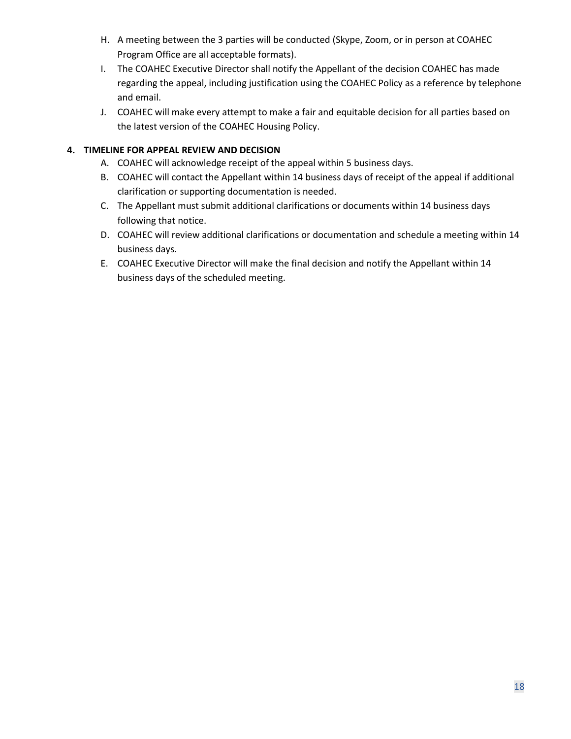H. A meeting between the 3 parties will be conducted (Skype, Zoom, or in person at COAHEC Program Office are all acceptable formats).

I. The COAHEC Executive Director shall notify the Appellant of the decision COAHEC has made regarding the appeal, including justification using the COAHEC Policy as a reference by telephone and email.

J. COAHEC will make every attempt to make a fair and equitable decision for all parties based on the latest version of the COAHEC Housing Policy.

**4. TIMELINE FOR APPEAL REVIEW AND DECISION**

A. COAHEC will acknowledge receipt of the appeal within 5 business days.

B. COAHEC will contact the Appellant within 14 business days of receipt of the appeal if additional clarification or supporting documentation is needed.

C. The Appellant must submit additional clarifications or documents within 14 business days following that notice.

D. COAHEC will review additional clarifications or documentation and schedule a meeting within 14 business days.

E. COAHEC Executive Director will make the final decision and notify the Appellant within 14 business days of the scheduled meeting.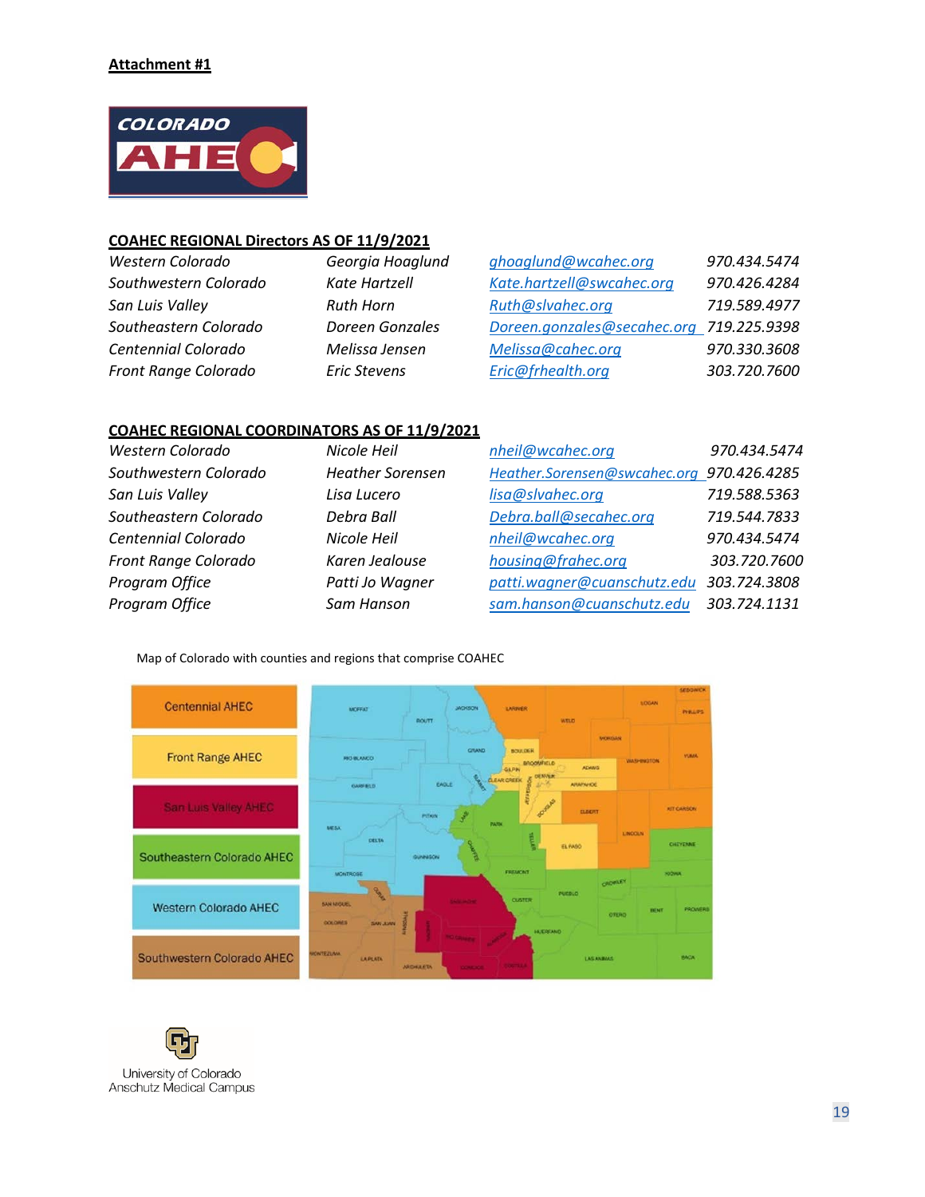**Attachment #1**

**COAHEC REGIONAL Directors AS OF 11/9/2021**

| | | | |
|---|---|---|---|
| *Western Colorado* | *Georgia Hoaglund* | *ghoaglund@wcahec.org* | *970.434.5474* |
| *Southwestern Colorado* | *Kate Hartzell* | *Kate.hartzell@swcahec.org* | *970.426.4284* |
| *San Luis Valley* | *Ruth Horn* | *Ruth@slvahec.org* | *719.589.4977* |
| *Southeastern Colorado* | *Doreen Gonzales* | *Doreen.gonzales@secahec.org* | *719.225.9398* |
| *Centennial Colorado* | *Melissa Jensen* | *Melissa@cahec.org* | *970.330.3608* |
| *Front Range Colorado* | *Eric Stevens* | *Eric@frhealth.org* | *303.720.7600* |

**COAHEC REGIONAL COORDINATORS AS OF 11/9/2021**

| | | | |
|---|---|---|---|
| *Western Colorado* | *Nicole Heil* | *nheil@wcahec.org* | *970.434.5474* |
| *Southwestern Colorado* | *Heather Sorensen* | *Heather.Sorensen@swcahec.org* | *970.426.4285* |
| *San Luis Valley* | *Lisa Lucero* | *lisa@slvahec.org* | *719.588.5363* |
| *Southeastern Colorado* | *Debra Ball* | *Debra.ball@secahec.org* | *719.544.7833* |
| *Centennial Colorado* | *Nicole Heil* | *nheil@wcahec.org* | *970.434.5474* |
| *Front Range Colorado* | *Karen Jealouse* | *housing@frahec.org* | *303.720.7600* |
| *Program Office* | *Patti Jo Wagner* | *patti.wagner@cuanschutz.edu* | *303.724.3808* |
| *Program Office* | *Sam Hanson* | *sam.hanson@cuanschutz.edu* | *303.724.1131* |

Map of Colorado with counties and regions that comprise COAHEC

- Centennial AHEC
- Front Range AHEC
- San Luis Valley AHEC
- Southeastern Colorado AHEC
- Western Colorado AHEC
- Southwestern Colorado AHEC

University of Colorado
Anschutz Medical Campus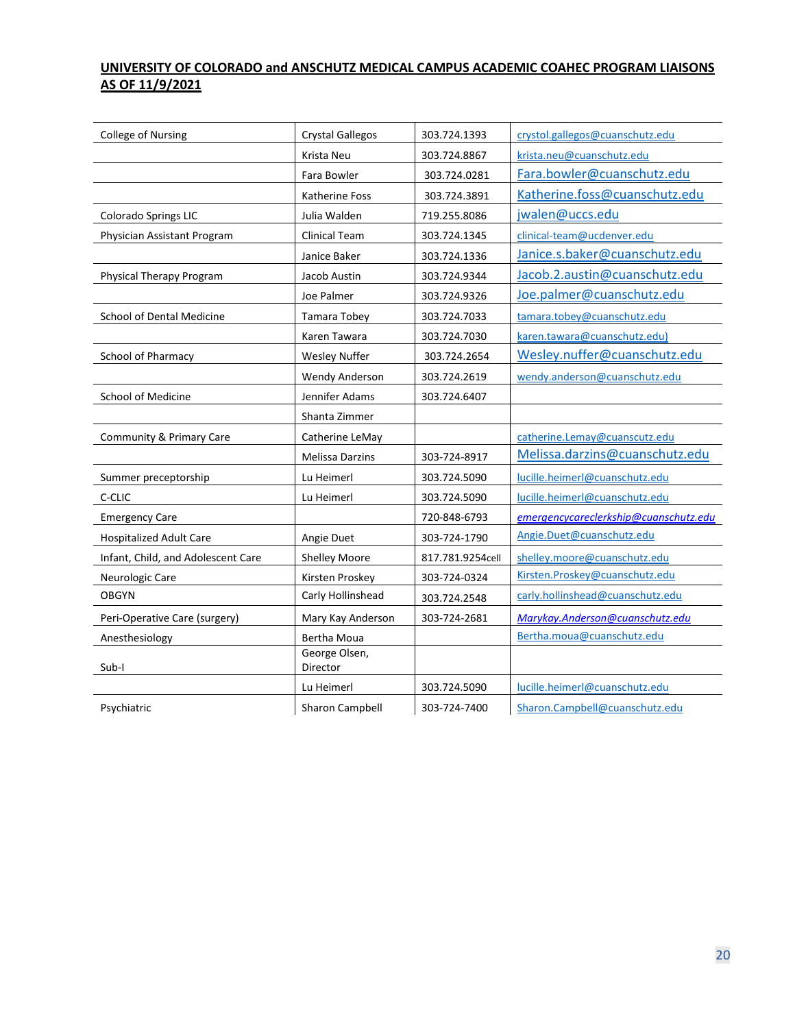**UNIVERSITY OF COLORADO and ANSCHUTZ MEDICAL CAMPUS ACADEMIC COAHEC PROGRAM LIAISONS AS OF 11/9/2021**

| | | | |
|---|---|---|---|
| College of Nursing | Crystal Gallegos | 303.724.1393 | crystol.gallegos@cuanschutz.edu |
| | Krista Neu | 303.724.8867 | krista.neu@cuanschutz.edu |
| | Fara Bowler | 303.724.0281 | Fara.bowler@cuanschutz.edu |
| | Katherine Foss | 303.724.3891 | Katherine.foss@cuanschutz.edu |
| Colorado Springs LIC | Julia Walden | 719.255.8086 | jwalen@uccs.edu |
| Physician Assistant Program | Clinical Team | 303.724.1345 | clinical-team@ucdenver.edu |
| | Janice Baker | 303.724.1336 | Janice.s.baker@cuanschutz.edu |
| Physical Therapy Program | Jacob Austin | 303.724.9344 | Jacob.2.austin@cuanschutz.edu |
| | Joe Palmer | 303.724.9326 | Joe.palmer@cuanschutz.edu |
| School of Dental Medicine | Tamara Tobey | 303.724.7033 | tamara.tobey@cuanschutz.edu |
| | Karen Tawara | 303.724.7030 | karen.tawara@cuanschutz.edu) |
| School of Pharmacy | Wesley Nuffer | 303.724.2654 | Wesley.nuffer@cuanschutz.edu |
| | Wendy Anderson | 303.724.2619 | wendy.anderson@cuanschutz.edu |
| School of Medicine | Jennifer Adams | 303.724.6407 | |
| | Shanta Zimmer | | |
| Community & Primary Care | Catherine LeMay | | catherine.Lemay@cuanscutz.edu |
| | Melissa Darzins | 303-724-8917 | Melissa.darzins@cuanschutz.edu |
| Summer preceptorship | Lu Heimerl | 303.724.5090 | lucille.heimerl@cuanschutz.edu |
| C-CLIC | Lu Heimerl | 303.724.5090 | lucille.heimerl@cuanschutz.edu |
| Emergency Care | | 720-848-6793 | *emergencycareclerkship@cuanschutz.edu* |
| Hospitalized Adult Care | Angie Duet | 303-724-1790 | Angie.Duet@cuanschutz.edu |
| Infant, Child, and Adolescent Care | Shelley Moore | 817.781.9254cell | shelley.moore@cuanschutz.edu |
| Neurologic Care | Kirsten Proskey | 303-724-0324 | Kirsten.Proskey@cuanschutz.edu |
| OBGYN | Carly Hollinshead | 303.724.2548 | carly.hollinshead@cuanschutz.edu |
| Peri-Operative Care (surgery) | Mary Kay Anderson | 303-724-2681 | *Marykay.Anderson@cuanschutz.edu* |
| Anesthesiology | Bertha Moua | | Bertha.moua@cuanschutz.edu |
| Sub-I | George Olsen, Director | | |
| | Lu Heimerl | 303.724.5090 | lucille.heimerl@cuanschutz.edu |
| Psychiatric | Sharon Campbell | 303-724-7400 | Sharon.Campbell@cuanschutz.edu |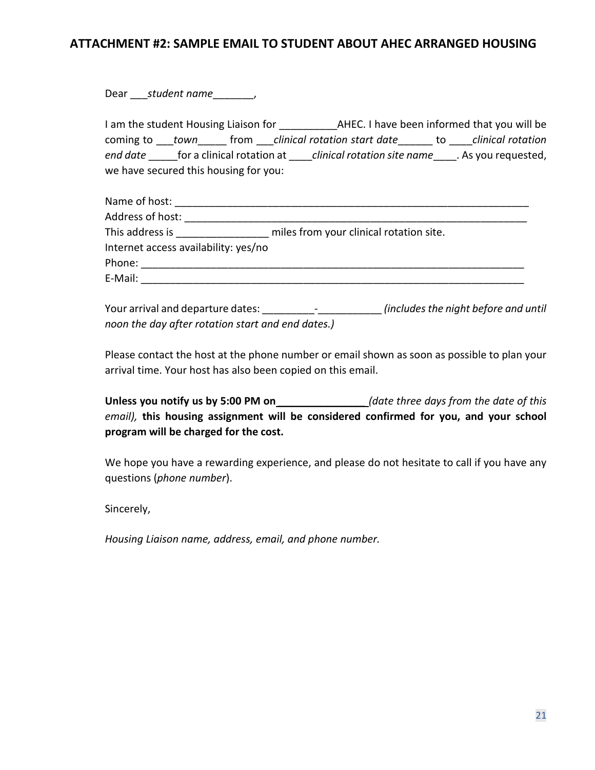## ATTACHMENT #2: SAMPLE EMAIL TO STUDENT ABOUT AHEC ARRANGED HOUSING

Dear ___*student name*_______,

I am the student Housing Liaison for __________AHEC. I have been informed that you will be coming to ___*town*_____ from ___*clinical rotation start date*______ to ____*clinical rotation end date* _____for a clinical rotation at ____*clinical rotation site name*____. As you requested, we have secured this housing for you:

Name of host: ________________________________________________________________
Address of host: ______________________________________________________________
This address is ________________ miles from your clinical rotation site.
Internet access availability: yes/no
Phone: ______________________________________________________________________
E-Mail: ______________________________________________________________________

Your arrival and departure dates: _________-___________ *(includes the night before and until noon the day after rotation start and end dates.)*

Please contact the host at the phone number or email shown as soon as possible to plan your arrival time. Your host has also been copied on this email.

**Unless you notify us by 5:00 PM on________________***(date three days from the date of this email),* **this housing assignment will be considered confirmed for you, and your school program will be charged for the cost.**

We hope you have a rewarding experience, and please do not hesitate to call if you have any questions (*phone number*).

Sincerely,

*Housing Liaison name, address, email, and phone number.*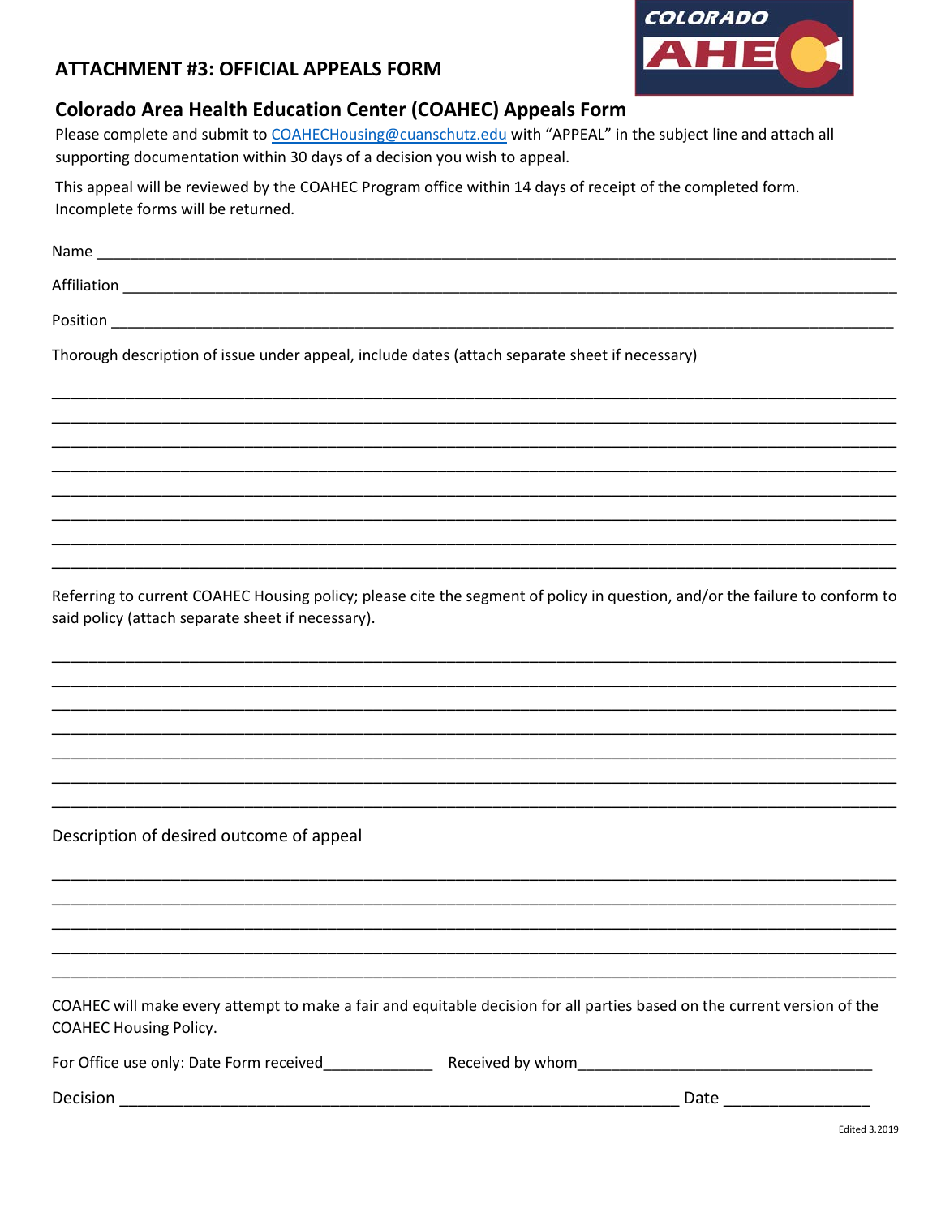## ATTACHMENT #3: OFFICIAL APPEALS FORM

### Colorado Area Health Education Center (COAHEC) Appeals Form

Please complete and submit to COAHECHousing@cuanschutz.edu with "APPEAL" in the subject line and attach all supporting documentation within 30 days of a decision you wish to appeal.

This appeal will be reviewed by the COAHEC Program office within 14 days of receipt of the completed form. Incomplete forms will be returned.

Name ______________________________________________________________________________

Affiliation ___________________________________________________________________________

Position ____________________________________________________________________________

Thorough description of issue under appeal, include dates (attach separate sheet if necessary)

______________________________________________________________________________________
______________________________________________________________________________________
______________________________________________________________________________________
______________________________________________________________________________________
______________________________________________________________________________________
______________________________________________________________________________________
______________________________________________________________________________________
______________________________________________________________________________________

Referring to current COAHEC Housing policy; please cite the segment of policy in question, and/or the failure to conform to said policy (attach separate sheet if necessary).

______________________________________________________________________________________
______________________________________________________________________________________
______________________________________________________________________________________
______________________________________________________________________________________
______________________________________________________________________________________
______________________________________________________________________________________
______________________________________________________________________________________

Description of desired outcome of appeal

______________________________________________________________________________________
______________________________________________________________________________________
______________________________________________________________________________________
______________________________________________________________________________________
______________________________________________________________________________________

COAHEC will make every attempt to make a fair and equitable decision for all parties based on the current version of the COAHEC Housing Policy.

For Office use only: Date Form received_____________ Received by whom___________________________________

Decision ______________________________________________________________ Date ________________

Edited 3.2019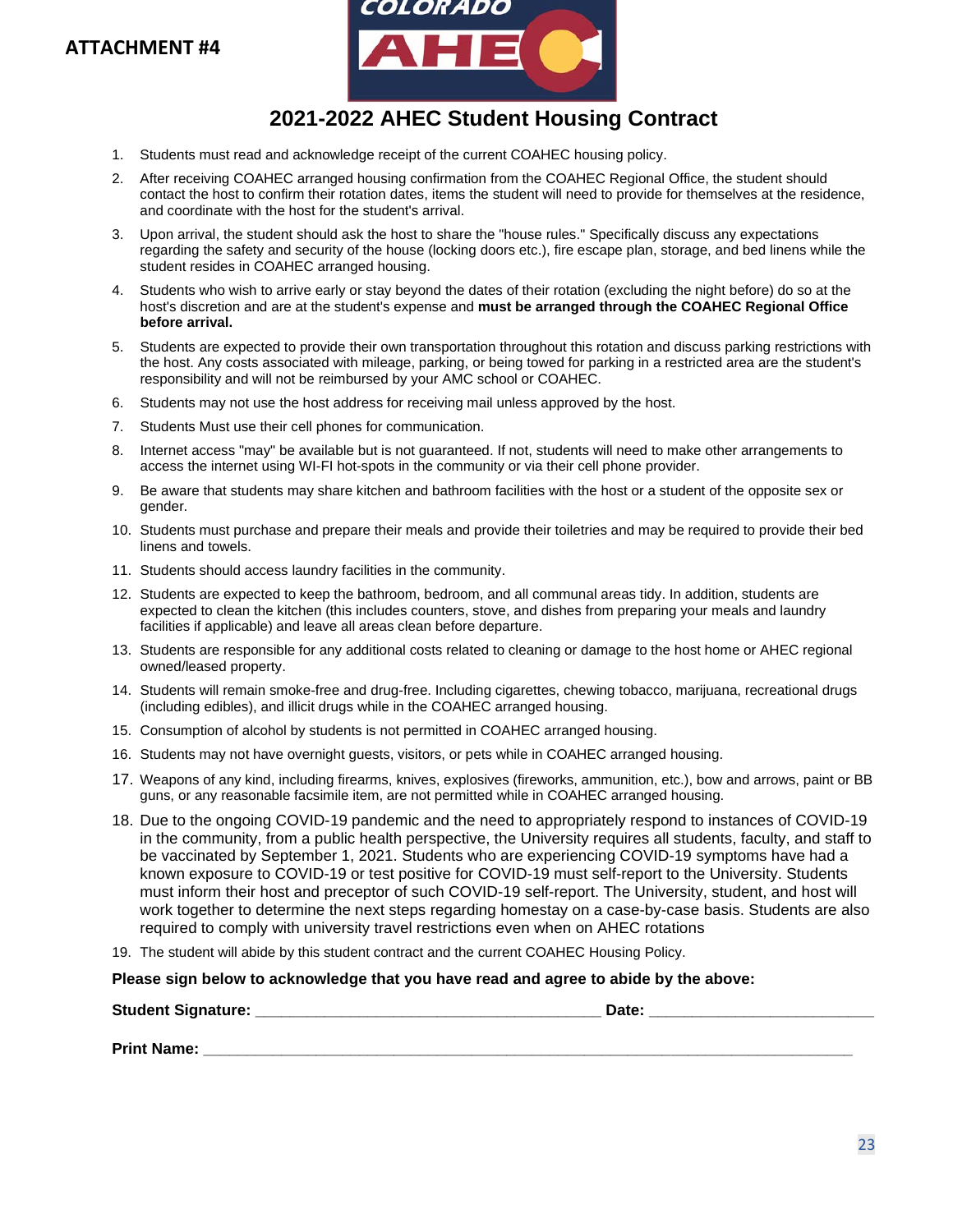ATTACHMENT #4

# 2021-2022 AHEC Student Housing Contract

1. Students must read and acknowledge receipt of the current COAHEC housing policy.
2. After receiving COAHEC arranged housing confirmation from the COAHEC Regional Office, the student should contact the host to confirm their rotation dates, items the student will need to provide for themselves at the residence, and coordinate with the host for the student's arrival.
3. Upon arrival, the student should ask the host to share the "house rules." Specifically discuss any expectations regarding the safety and security of the house (locking doors etc.), fire escape plan, storage, and bed linens while the student resides in COAHEC arranged housing.
4. Students who wish to arrive early or stay beyond the dates of their rotation (excluding the night before) do so at the host's discretion and are at the student's expense and **must be arranged through the COAHEC Regional Office before arrival.**
5. Students are expected to provide their own transportation throughout this rotation and discuss parking restrictions with the host. Any costs associated with mileage, parking, or being towed for parking in a restricted area are the student's responsibility and will not be reimbursed by your AMC school or COAHEC.
6. Students may not use the host address for receiving mail unless approved by the host.
7. Students Must use their cell phones for communication.
8. Internet access "may" be available but is not guaranteed. If not, students will need to make other arrangements to access the internet using WI-FI hot-spots in the community or via their cell phone provider.
9. Be aware that students may share kitchen and bathroom facilities with the host or a student of the opposite sex or gender.
10. Students must purchase and prepare their meals and provide their toiletries and may be required to provide their bed linens and towels.
11. Students should access laundry facilities in the community.
12. Students are expected to keep the bathroom, bedroom, and all communal areas tidy. In addition, students are expected to clean the kitchen (this includes counters, stove, and dishes from preparing your meals and laundry facilities if applicable) and leave all areas clean before departure.
13. Students are responsible for any additional costs related to cleaning or damage to the host home or AHEC regional owned/leased property.
14. Students will remain smoke-free and drug-free. Including cigarettes, chewing tobacco, marijuana, recreational drugs (including edibles), and illicit drugs while in the COAHEC arranged housing.
15. Consumption of alcohol by students is not permitted in COAHEC arranged housing.
16. Students may not have overnight guests, visitors, or pets while in COAHEC arranged housing.
17. Weapons of any kind, including firearms, knives, explosives (fireworks, ammunition, etc.), bow and arrows, paint or BB guns, or any reasonable facsimile item, are not permitted while in COAHEC arranged housing.
18. Due to the ongoing COVID-19 pandemic and the need to appropriately respond to instances of COVID-19 in the community, from a public health perspective, the University requires all students, faculty, and staff to be vaccinated by September 1, 2021. Students who are experiencing COVID-19 symptoms have had a known exposure to COVID-19 or test positive for COVID-19 must self-report to the University. Students must inform their host and preceptor of such COVID-19 self-report. The University, student, and host will work together to determine the next steps regarding homestay on a case-by-case basis. Students are also required to comply with university travel restrictions even when on AHEC rotations
19. The student will abide by this student contract and the current COAHEC Housing Policy.

**Please sign below to acknowledge that you have read and agree to abide by the above:**

**Student Signature:** ________________________________________ **Date:** __________________________

**Print Name:** ____________________________________________________________________________